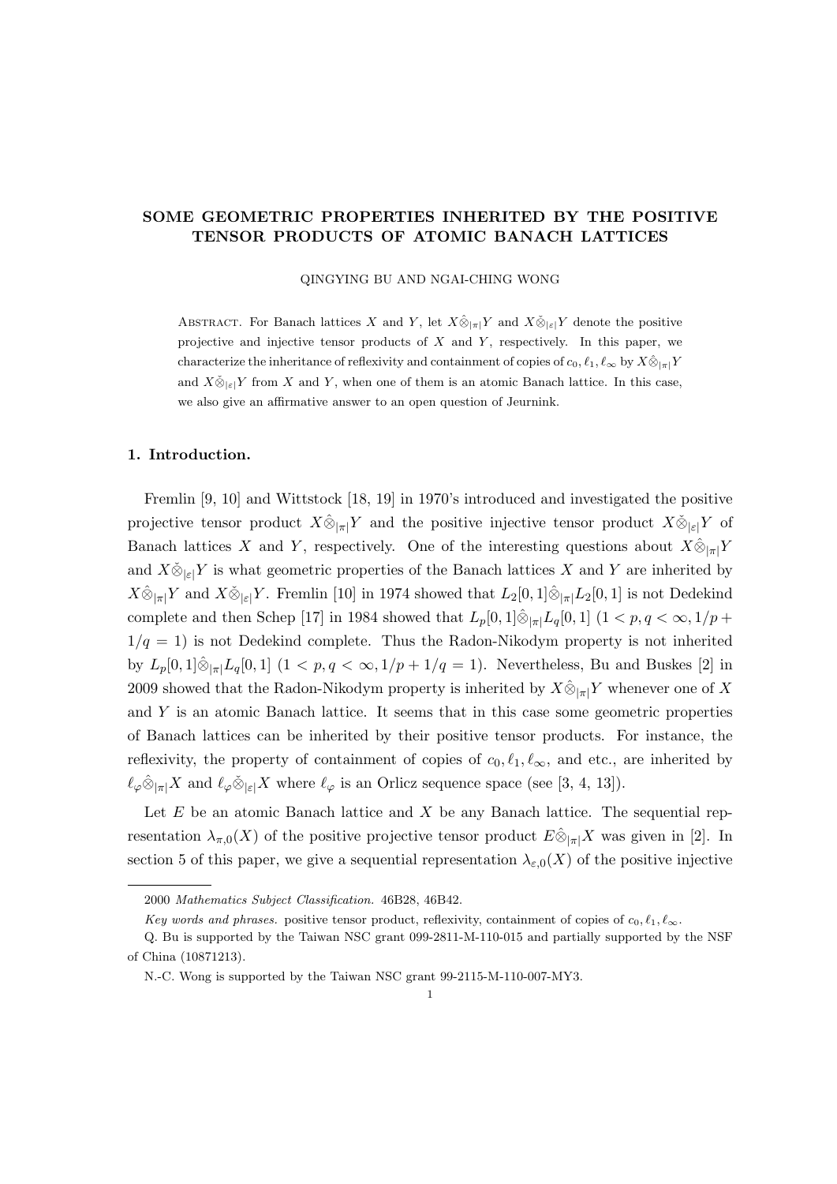# SOME GEOMETRIC PROPERTIES INHERITED BY THE POSITIVE TENSOR PRODUCTS OF ATOMIC BANACH LATTICES

QINGYING BU AND NGAI-CHING WONG

ABSTRACT. For Banach lattices $X$ and $Y$, let $X\hat{\otimes}_{|\pi|}Y$ and $X\check{\otimes}_{|\varepsilon|}Y$ denote the positive projective and injective tensor products of $X$ and $Y$, respectively. In this paper, we characterize the inheritance of reflexivity and containment of copies of $c_0, \ell_1, \ell_\infty$ by $X\hat{\otimes}_{|\pi|}Y$ and $X\check{\otimes}_{|\varepsilon|}Y$ from $X$ and $Y$, when one of them is an atomic Banach lattice. In this case, we also give an affirmative answer to an open question of Jeurnink.

## 1. Introduction.

Fremlin [9, 10] and Wittstock [18, 19] in 1970's introduced and investigated the positive projective tensor product $X\hat{\otimes}_{|\pi|}Y$ and the positive injective tensor product $X\check{\otimes}_{|\varepsilon|}Y$ of Banach lattices $X$ and $Y$, respectively. One of the interesting questions about $X\hat{\otimes}_{|\pi|}Y$ and $X\check{\otimes}_{|\varepsilon|}Y$ is what geometric properties of the Banach lattices $X$ and $Y$ are inherited by $X\hat{\otimes}_{|\pi|}Y$ and $X\check{\otimes}_{|\varepsilon|}Y$. Fremlin [10] in 1974 showed that $L_2[0,1]\hat{\otimes}_{|\pi|}L_2[0,1]$ is not Dedekind complete and then Schep [17] in 1984 showed that $L_p[0,1]\hat{\otimes}_{|\pi|}L_q[0,1]$ $(1 < p, q < \infty, 1/p + 1/q = 1)$ is not Dedekind complete. Thus the Radon-Nikodym property is not inherited by $L_p[0,1]\hat{\otimes}_{|\pi|}L_q[0,1]$ $(1 < p, q < \infty, 1/p + 1/q = 1)$. Nevertheless, Bu and Buskes [2] in 2009 showed that the Radon-Nikodym property is inherited by $X\hat{\otimes}_{|\pi|}Y$ whenever one of $X$ and $Y$ is an atomic Banach lattice. It seems that in this case some geometric properties of Banach lattices can be inherited by their positive tensor products. For instance, the reflexivity, the property of containment of copies of $c_0, \ell_1, \ell_\infty$, and etc., are inherited by $\ell_\varphi\hat{\otimes}_{|\pi|}X$ and $\ell_\varphi\check{\otimes}_{|\varepsilon|}X$ where $\ell_\varphi$ is an Orlicz sequence space (see [3, 4, 13]).

Let $E$ be an atomic Banach lattice and $X$ be any Banach lattice. The sequential representation $\lambda_{\pi,0}(X)$ of the positive projective tensor product $E\hat{\otimes}_{|\pi|}X$ was given in [2]. In section 5 of this paper, we give a sequential representation $\lambda_{\varepsilon,0}(X)$ of the positive injective

---

2000 *Mathematics Subject Classification.* 46B28, 46B42.

*Key words and phrases.* positive tensor product, reflexivity, containment of copies of $c_0, \ell_1, \ell_\infty$.

Q. Bu is supported by the Taiwan NSC grant 099-2811-M-110-015 and partially supported by the NSF of China (10871213).

N.-C. Wong is supported by the Taiwan NSC grant 99-2115-M-110-007-MY3.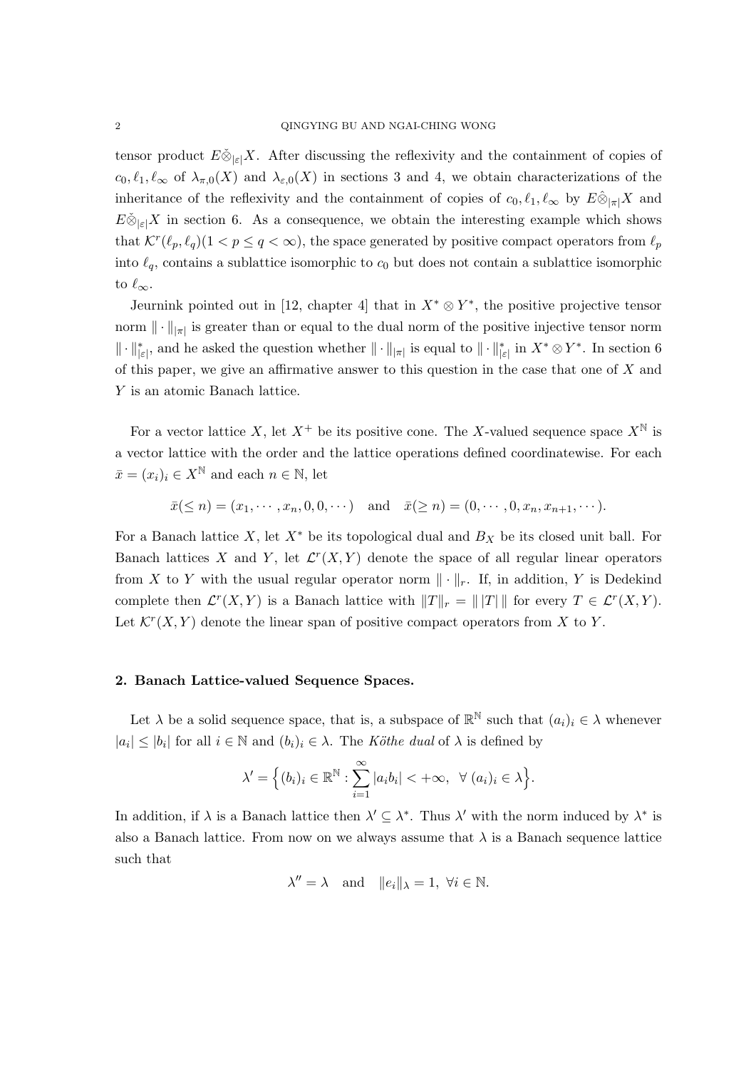tensor product $E\check{\otimes}_{|\varepsilon|}X$. After discussing the reflexivity and the containment of copies of $c_0, \ell_1, \ell_\infty$ of $\lambda_{\pi,0}(X)$ and $\lambda_{\varepsilon,0}(X)$ in sections 3 and 4, we obtain characterizations of the inheritance of the reflexivity and the containment of copies of $c_0, \ell_1, \ell_\infty$ by $E\hat{\otimes}_{|\pi|}X$ and $E\check{\otimes}_{|\varepsilon|}X$ in section 6. As a consequence, we obtain the interesting example which shows that $\mathcal{K}^r(\ell_p, \ell_q)(1 < p \leq q < \infty)$, the space generated by positive compact operators from $\ell_p$ into $\ell_q$, contains a sublattice isomorphic to $c_0$ but does not contain a sublattice isomorphic to $\ell_\infty$.

Jeurnink pointed out in [12, chapter 4] that in $X^* \otimes Y^*$, the positive projective tensor norm $\|\cdot\|_{|\pi|}$ is greater than or equal to the dual norm of the positive injective tensor norm $\|\cdot\|^*_{|\varepsilon|}$, and he asked the question whether $\|\cdot\|_{|\pi|}$ is equal to $\|\cdot\|^*_{|\varepsilon|}$ in $X^* \otimes Y^*$. In section 6 of this paper, we give an affirmative answer to this question in the case that one of $X$ and $Y$ is an atomic Banach lattice.

For a vector lattice $X$, let $X^+$ be its positive cone. The $X$-valued sequence space $X^{\mathbb{N}}$ is a vector lattice with the order and the lattice operations defined coordinatewise. For each $\bar{x} = (x_i)_i \in X^{\mathbb{N}}$ and each $n \in \mathbb{N}$, let

$$\bar{x}(\leq n) = (x_1, \cdots, x_n, 0, 0, \cdots) \quad \text{and} \quad \bar{x}(\geq n) = (0, \cdots, 0, x_n, x_{n+1}, \cdots).$$

For a Banach lattice $X$, let $X^*$ be its topological dual and $B_X$ be its closed unit ball. For Banach lattices $X$ and $Y$, let $\mathcal{L}^r(X, Y)$ denote the space of all regular linear operators from $X$ to $Y$ with the usual regular operator norm $\|\cdot\|_r$. If, in addition, $Y$ is Dedekind complete then $\mathcal{L}^r(X, Y)$ is a Banach lattice with $\|T\|_r = \|\,|T|\,\|$ for every $T \in \mathcal{L}^r(X, Y)$. Let $\mathcal{K}^r(X, Y)$ denote the linear span of positive compact operators from $X$ to $Y$.

## 2. Banach Lattice-valued Sequence Spaces.

Let $\lambda$ be a solid sequence space, that is, a subspace of $\mathbb{R}^{\mathbb{N}}$ such that $(a_i)_i \in \lambda$ whenever $|a_i| \leq |b_i|$ for all $i \in \mathbb{N}$ and $(b_i)_i \in \lambda$. The *Köthe dual* of $\lambda$ is defined by

$$\lambda' = \Big\{(b_i)_i \in \mathbb{R}^{\mathbb{N}} : \sum_{i=1}^{\infty} |a_i b_i| < +\infty, \ \forall\ (a_i)_i \in \lambda\Big\}.$$

In addition, if $\lambda$ is a Banach lattice then $\lambda' \subseteq \lambda^*$. Thus $\lambda'$ with the norm induced by $\lambda^*$ is also a Banach lattice. From now on we always assume that $\lambda$ is a Banach sequence lattice such that

$$\lambda'' = \lambda \quad \text{and} \quad \|e_i\|_\lambda = 1, \ \forall i \in \mathbb{N}.$$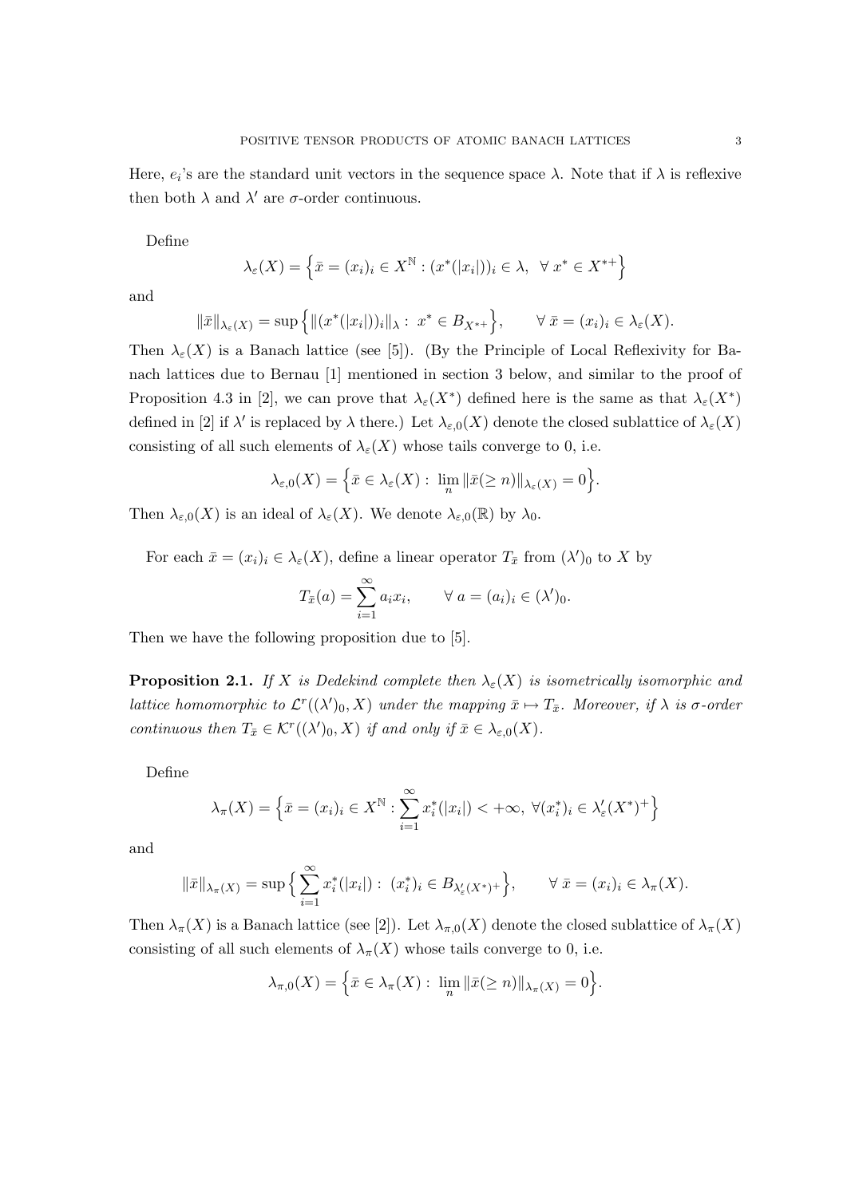Here, $e_i$'s are the standard unit vectors in the sequence space $\lambda$. Note that if $\lambda$ is reflexive then both $\lambda$ and $\lambda'$ are $\sigma$-order continuous.

Define

$$\lambda_\varepsilon(X) = \Big\{ \bar{x} = (x_i)_i \in X^{\mathbb{N}} : (x^*(|x_i|))_i \in \lambda, \ \ \forall\, x^* \in X^{*+} \Big\}$$

and

$$\|\bar{x}\|_{\lambda_\varepsilon(X)} = \sup\Big\{ \|(x^*(|x_i|))_i\|_\lambda : \ x^* \in B_{X^{*+}} \Big\}, \qquad \forall\, \bar{x} = (x_i)_i \in \lambda_\varepsilon(X).$$

Then $\lambda_\varepsilon(X)$ is a Banach lattice (see [5]). (By the Principle of Local Reflexivity for Banach lattices due to Bernau [1] mentioned in section 3 below, and similar to the proof of Proposition 4.3 in [2], we can prove that $\lambda_\varepsilon(X^*)$ defined here is the same as that $\lambda_\varepsilon(X^*)$ defined in [2] if $\lambda'$ is replaced by $\lambda$ there.) Let $\lambda_{\varepsilon,0}(X)$ denote the closed sublattice of $\lambda_\varepsilon(X)$ consisting of all such elements of $\lambda_\varepsilon(X)$ whose tails converge to 0, i.e.

$$\lambda_{\varepsilon,0}(X) = \Big\{ \bar{x} \in \lambda_\varepsilon(X) : \ \lim_n \|\bar{x}(\geq n)\|_{\lambda_\varepsilon(X)} = 0 \Big\}.$$

Then $\lambda_{\varepsilon,0}(X)$ is an ideal of $\lambda_\varepsilon(X)$. We denote $\lambda_{\varepsilon,0}(\mathbb{R})$ by $\lambda_0$.

For each $\bar{x} = (x_i)_i \in \lambda_\varepsilon(X)$, define a linear operator $T_{\bar{x}}$ from $(\lambda')_0$ to $X$ by

$$T_{\bar{x}}(a) = \sum_{i=1}^{\infty} a_i x_i, \qquad \forall\, a = (a_i)_i \in (\lambda')_0.$$

Then we have the following proposition due to [5].

**Proposition 2.1.** *If $X$ is Dedekind complete then $\lambda_\varepsilon(X)$ is isometrically isomorphic and lattice homomorphic to $\mathcal{L}^r((\lambda')_0, X)$ under the mapping $\bar{x} \mapsto T_{\bar{x}}$. Moreover, if $\lambda$ is $\sigma$-order continuous then $T_{\bar{x}} \in \mathcal{K}^r((\lambda')_0, X)$ if and only if $\bar{x} \in \lambda_{\varepsilon,0}(X)$.*

Define

$$\lambda_\pi(X) = \Big\{ \bar{x} = (x_i)_i \in X^{\mathbb{N}} : \sum_{i=1}^{\infty} x_i^*(|x_i|) < +\infty, \ \forall (x_i^*)_i \in \lambda'_\varepsilon(X^*)^+ \Big\}$$

and

$$\|\bar{x}\|_{\lambda_\pi(X)} = \sup\Big\{ \sum_{i=1}^{\infty} x_i^*(|x_i|) : \ (x_i^*)_i \in B_{\lambda'_\varepsilon(X^*)^+} \Big\}, \qquad \forall\, \bar{x} = (x_i)_i \in \lambda_\pi(X).$$

Then $\lambda_\pi(X)$ is a Banach lattice (see [2]). Let $\lambda_{\pi,0}(X)$ denote the closed sublattice of $\lambda_\pi(X)$ consisting of all such elements of $\lambda_\pi(X)$ whose tails converge to 0, i.e.

$$\lambda_{\pi,0}(X) = \Big\{ \bar{x} \in \lambda_\pi(X) : \ \lim_n \|\bar{x}(\geq n)\|_{\lambda_\pi(X)} = 0 \Big\}.$$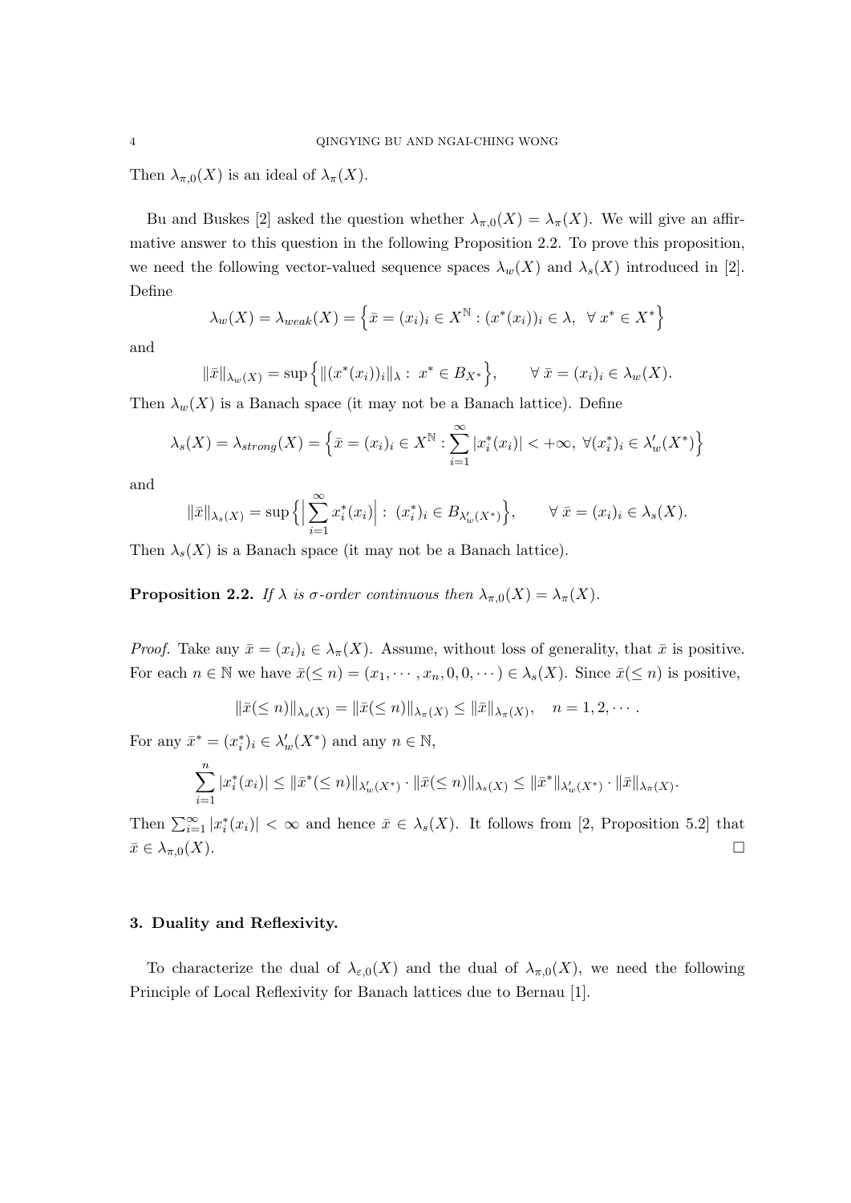Then $\lambda_{\pi,0}(X)$ is an ideal of $\lambda_\pi(X)$.

Bu and Buskes [2] asked the question whether $\lambda_{\pi,0}(X) = \lambda_\pi(X)$. We will give an affirmative answer to this question in the following Proposition 2.2. To prove this proposition, we need the following vector-valued sequence spaces $\lambda_w(X)$ and $\lambda_s(X)$ introduced in [2]. Define

$$\lambda_w(X) = \lambda_{weak}(X) = \Big\{\bar{x} = (x_i)_i \in X^{\mathbb{N}} : (x^*(x_i))_i \in \lambda, \ \ \forall\, x^* \in X^*\Big\}$$

and

$$\|\bar{x}\|_{\lambda_w(X)} = \sup\Big\{\|(x^*(x_i))_i\|_\lambda : \ x^* \in B_{X^*}\Big\}, \qquad \forall\ \bar{x} = (x_i)_i \in \lambda_w(X).$$

Then $\lambda_w(X)$ is a Banach space (it may not be a Banach lattice). Define

$$\lambda_s(X) = \lambda_{strong}(X) = \Big\{\bar{x} = (x_i)_i \in X^{\mathbb{N}} : \sum_{i=1}^{\infty} |x_i^*(x_i)| < +\infty, \ \forall (x_i^*)_i \in \lambda_w'(X^*)\Big\}$$

and

$$\|\bar{x}\|_{\lambda_s(X)} = \sup\Big\{\Big|\sum_{i=1}^{\infty} x_i^*(x_i)\Big| : \ (x_i^*)_i \in B_{\lambda_w'(X^*)}\Big\}, \qquad \forall\ \bar{x} = (x_i)_i \in \lambda_s(X).$$

Then $\lambda_s(X)$ is a Banach space (it may not be a Banach lattice).

**Proposition 2.2.** *If $\lambda$ is $\sigma$-order continuous then $\lambda_{\pi,0}(X) = \lambda_\pi(X)$.*

*Proof.* Take any $\bar{x} = (x_i)_i \in \lambda_\pi(X)$. Assume, without loss of generality, that $\bar{x}$ is positive. For each $n \in \mathbb{N}$ we have $\bar{x}(\leq n) = (x_1, \cdots, x_n, 0, 0, \cdots) \in \lambda_s(X)$. Since $\bar{x}(\leq n)$ is positive,

$$\|\bar{x}(\leq n)\|_{\lambda_s(X)} = \|\bar{x}(\leq n)\|_{\lambda_\pi(X)} \leq \|\bar{x}\|_{\lambda_\pi(X)}, \quad n = 1, 2, \cdots.$$

For any $\bar{x}^* = (x_i^*)_i \in \lambda_w'(X^*)$ and any $n \in \mathbb{N}$,

$$\sum_{i=1}^{n} |x_i^*(x_i)| \leq \|\bar{x}^*(\leq n)\|_{\lambda_w'(X^*)} \cdot \|\bar{x}(\leq n)\|_{\lambda_s(X)} \leq \|\bar{x}^*\|_{\lambda_w'(X^*)} \cdot \|\bar{x}\|_{\lambda_\pi(X)}.$$

Then $\sum_{i=1}^{\infty} |x_i^*(x_i)| < \infty$ and hence $\bar{x} \in \lambda_s(X)$. It follows from [2, Proposition 5.2] that $\bar{x} \in \lambda_{\pi,0}(X)$. $\square$

## 3. Duality and Reflexivity.

To characterize the dual of $\lambda_{\varepsilon,0}(X)$ and the dual of $\lambda_{\pi,0}(X)$, we need the following Principle of Local Reflexivity for Banach lattices due to Bernau [1].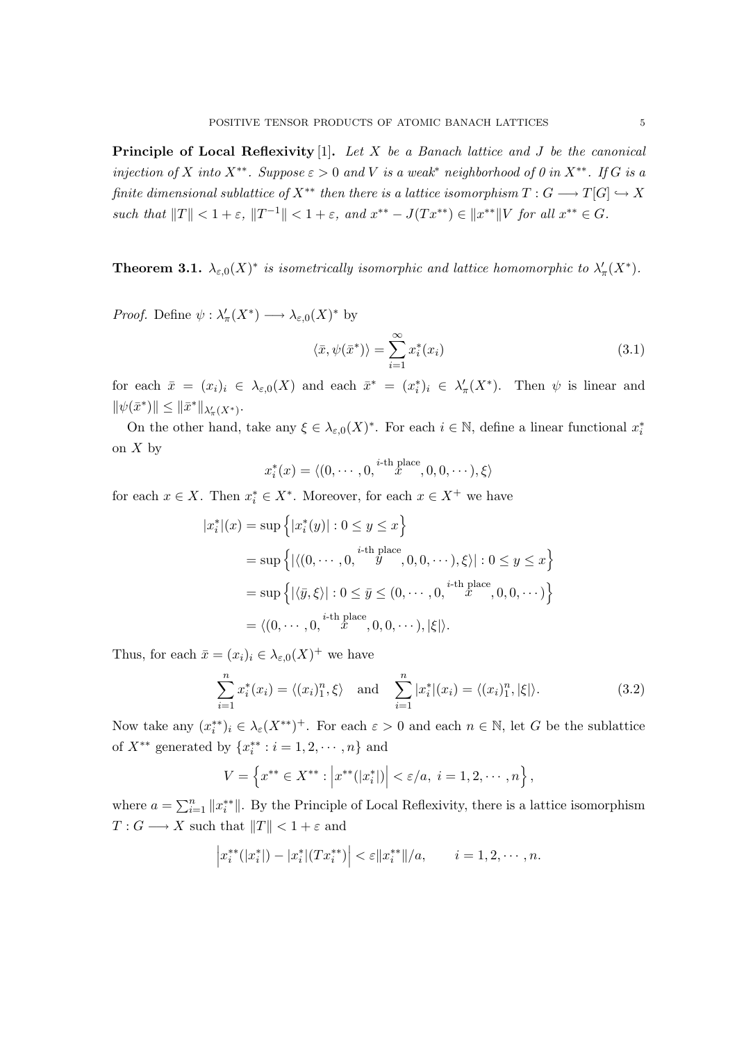**Principle of Local Reflexivity** [1]. *Let $X$ be a Banach lattice and $J$ be the canonical injection of $X$ into $X^{**}$. Suppose $\varepsilon > 0$ and $V$ is a weak$^*$ neighborhood of 0 in $X^{**}$. If $G$ is a finite dimensional sublattice of $X^{**}$ then there is a lattice isomorphism $T : G \longrightarrow T[G] \hookrightarrow X$ such that $\|T\| < 1 + \varepsilon$, $\|T^{-1}\| < 1 + \varepsilon$, and $x^{**} - J(Tx^{**}) \in \|x^{**}\| V$ for all $x^{**} \in G$.*

**Theorem 3.1.** *$\lambda_{\varepsilon,0}(X)^*$ is isometrically isomorphic and lattice homomorphic to $\lambda'_\pi(X^*)$.*

*Proof.* Define $\psi : \lambda'_\pi(X^*) \longrightarrow \lambda_{\varepsilon,0}(X)^*$ by

$$\langle \bar{x}, \psi(\bar{x}^*) \rangle = \sum_{i=1}^{\infty} x_i^*(x_i) \tag{3.1}$$

for each $\bar{x} = (x_i)_i \in \lambda_{\varepsilon,0}(X)$ and each $\bar{x}^* = (x_i^*)_i \in \lambda'_\pi(X^*)$. Then $\psi$ is linear and $\|\psi(\bar{x}^*)\| \le \|\bar{x}^*\|_{\lambda'_\pi(X^*)}$.

On the other hand, take any $\xi \in \lambda_{\varepsilon,0}(X)^*$. For each $i \in \mathbb{N}$, define a linear functional $x_i^*$ on $X$ by

$$x_i^*(x) = \langle (0, \cdots, 0, \overset{i\text{-th place}}{x}, 0, 0, \cdots), \xi \rangle$$

for each $x \in X$. Then $x_i^* \in X^*$. Moreover, for each $x \in X^+$ we have

$$\begin{aligned}
|x_i^*|(x) &= \sup\left\{ |x_i^*(y)| : 0 \le y \le x \right\} \\
&= \sup\left\{ |\langle (0, \cdots, 0, \overset{i\text{-th place}}{y}, 0, 0, \cdots), \xi \rangle| : 0 \le y \le x \right\} \\
&= \sup\left\{ |\langle \bar{y}, \xi \rangle| : 0 \le \bar{y} \le (0, \cdots, 0, \overset{i\text{-th place}}{x}, 0, 0, \cdots) \right\} \\
&= \langle (0, \cdots, 0, \overset{i\text{-th place}}{x}, 0, 0, \cdots), |\xi| \rangle.
\end{aligned}$$

Thus, for each $\bar{x} = (x_i)_i \in \lambda_{\varepsilon,0}(X)^+$ we have

$$\sum_{i=1}^{n} x_i^*(x_i) = \langle (x_i)_1^n, \xi \rangle \quad \text{and} \quad \sum_{i=1}^{n} |x_i^*|(x_i) = \langle (x_i)_1^n, |\xi| \rangle. \tag{3.2}$$

Now take any $(x_i^{**})_i \in \lambda_\varepsilon(X^{**})^+$. For each $\varepsilon > 0$ and each $n \in \mathbb{N}$, let $G$ be the sublattice of $X^{**}$ generated by $\{x_i^{**} : i = 1, 2, \cdots, n\}$ and

$$V = \left\{ x^{**} \in X^{**} : \left| x^{**}(|x_i^*|) \right| < \varepsilon / a, \ i = 1, 2, \cdots, n \right\},$$

where $a = \sum_{i=1}^{n} \|x_i^{**}\|$. By the Principle of Local Reflexivity, there is a lattice isomorphism $T : G \longrightarrow X$ such that $\|T\| < 1 + \varepsilon$ and

$$\left| x_i^{**}(|x_i^*|) - |x_i^*|(Tx_i^{**}) \right| < \varepsilon \|x_i^{**}\| / a, \qquad i = 1, 2, \cdots, n.$$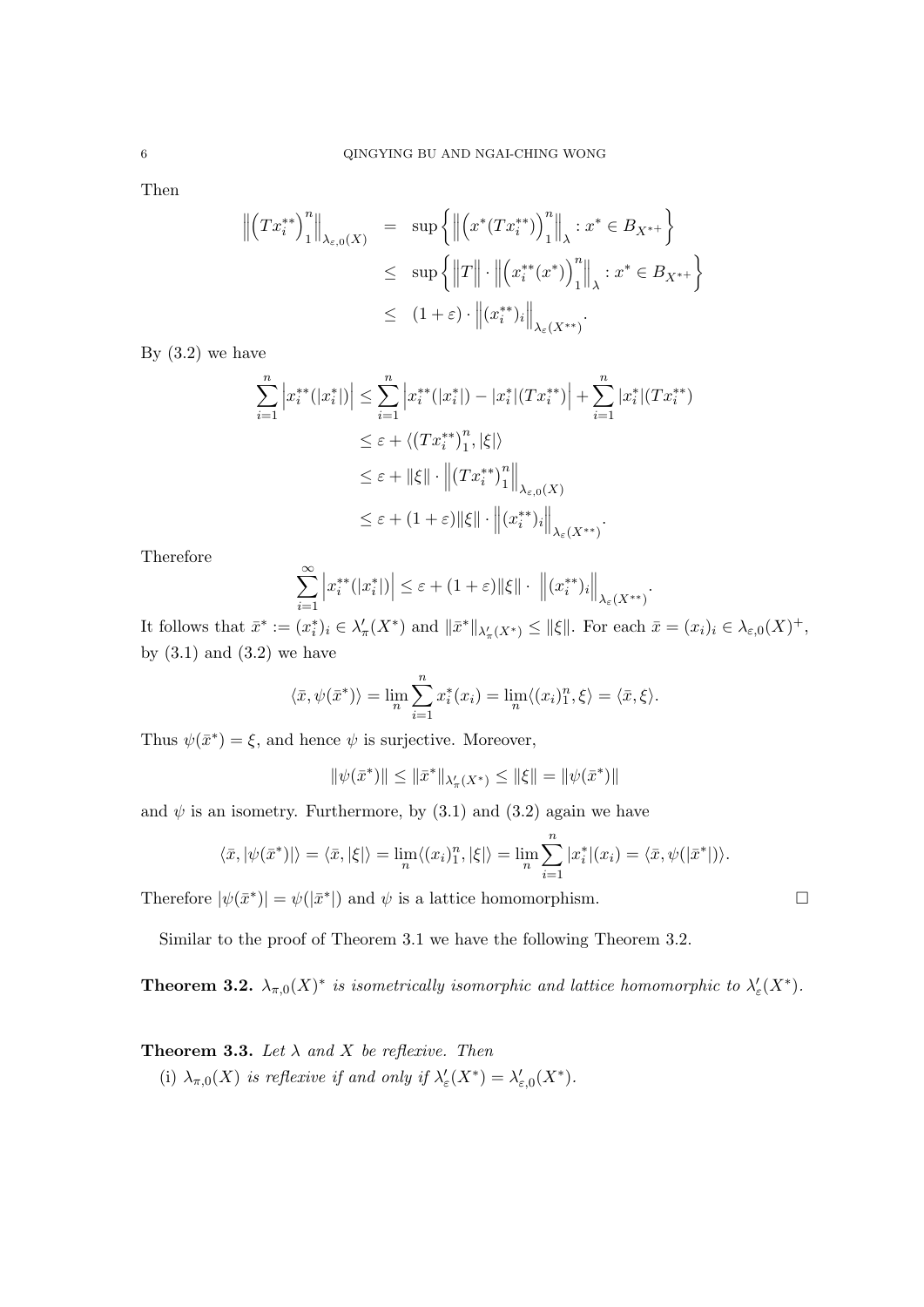Then

$$
\begin{aligned}
\left\|\left(Tx_i^{**}\right)_1^n\right\|_{\lambda_{\varepsilon,0}(X)} &= \sup\left\{\left\|\left(x^*(Tx_i^{**})\right)_1^n\right\|_\lambda : x^* \in B_{X^{*+}}\right\} \\
&\le \sup\left\{\left\|T\right\| \cdot \left\|\left(x_i^{**}(x^*)\right)_1^n\right\|_\lambda : x^* \in B_{X^{*+}}\right\} \\
&\le (1+\varepsilon) \cdot \left\|(x_i^{**})_i\right\|_{\lambda_\varepsilon(X^{**})}.
\end{aligned}
$$

By (3.2) we have

$$
\begin{aligned}
\sum_{i=1}^n \left|x_i^{**}(|x_i^*|)\right| &\le \sum_{i=1}^n \left|x_i^{**}(|x_i^*|) - |x_i^*|(Tx_i^{**})\right| + \sum_{i=1}^n |x_i^*|(Tx_i^{**}) \\
&\le \varepsilon + \langle (Tx_i^{**})_1^n, |\xi|\rangle \\
&\le \varepsilon + \|\xi\| \cdot \left\|(Tx_i^{**})_1^n\right\|_{\lambda_{\varepsilon,0}(X)} \\
&\le \varepsilon + (1+\varepsilon)\|\xi\| \cdot \left\|(x_i^{**})_i\right\|_{\lambda_\varepsilon(X^{**})}.
\end{aligned}
$$

Therefore

$$
\sum_{i=1}^\infty \left|x_i^{**}(|x_i^*|)\right| \le \varepsilon + (1+\varepsilon)\|\xi\| \cdot \left\|(x_i^{**})_i\right\|_{\lambda_\varepsilon(X^{**})}.
$$

It follows that $\bar{x}^* := (x_i^*)_i \in \lambda'_\pi(X^*)$ and $\|\bar{x}^*\|_{\lambda'_\pi(X^*)} \le \|\xi\|$. For each $\bar{x} = (x_i)_i \in \lambda_{\varepsilon,0}(X)^+$, by (3.1) and (3.2) we have

$$
\langle \bar{x}, \psi(\bar{x}^*)\rangle = \lim_n \sum_{i=1}^n x_i^*(x_i) = \lim_n \langle (x_i)_1^n, \xi\rangle = \langle \bar{x}, \xi\rangle.
$$

Thus $\psi(\bar{x}^*) = \xi$, and hence $\psi$ is surjective. Moreover,

$$
\|\psi(\bar{x}^*)\| \le \|\bar{x}^*\|_{\lambda'_\pi(X^*)} \le \|\xi\| = \|\psi(\bar{x}^*)\|
$$

and $\psi$ is an isometry. Furthermore, by (3.1) and (3.2) again we have

$$
\langle \bar{x}, |\psi(\bar{x}^*)|\rangle = \langle \bar{x}, |\xi|\rangle = \lim_n \langle (x_i)_1^n, |\xi|\rangle = \lim_n \sum_{i=1}^n |x_i^*|(x_i) = \langle \bar{x}, \psi(|\bar{x}^*|)\rangle.
$$

Therefore $|\psi(\bar{x}^*)| = \psi(|\bar{x}^*|)$ and $\psi$ is a lattice homomorphism. □

Similar to the proof of Theorem 3.1 we have the following Theorem 3.2.

**Theorem 3.2.** *$\lambda_{\pi,0}(X)^*$ is isometrically isomorphic and lattice homomorphic to $\lambda'_\varepsilon(X^*)$.*

**Theorem 3.3.** *Let $\lambda$ and $X$ be reflexive. Then*

(i) *$\lambda_{\pi,0}(X)$ is reflexive if and only if $\lambda'_\varepsilon(X^*) = \lambda'_{\varepsilon,0}(X^*)$.*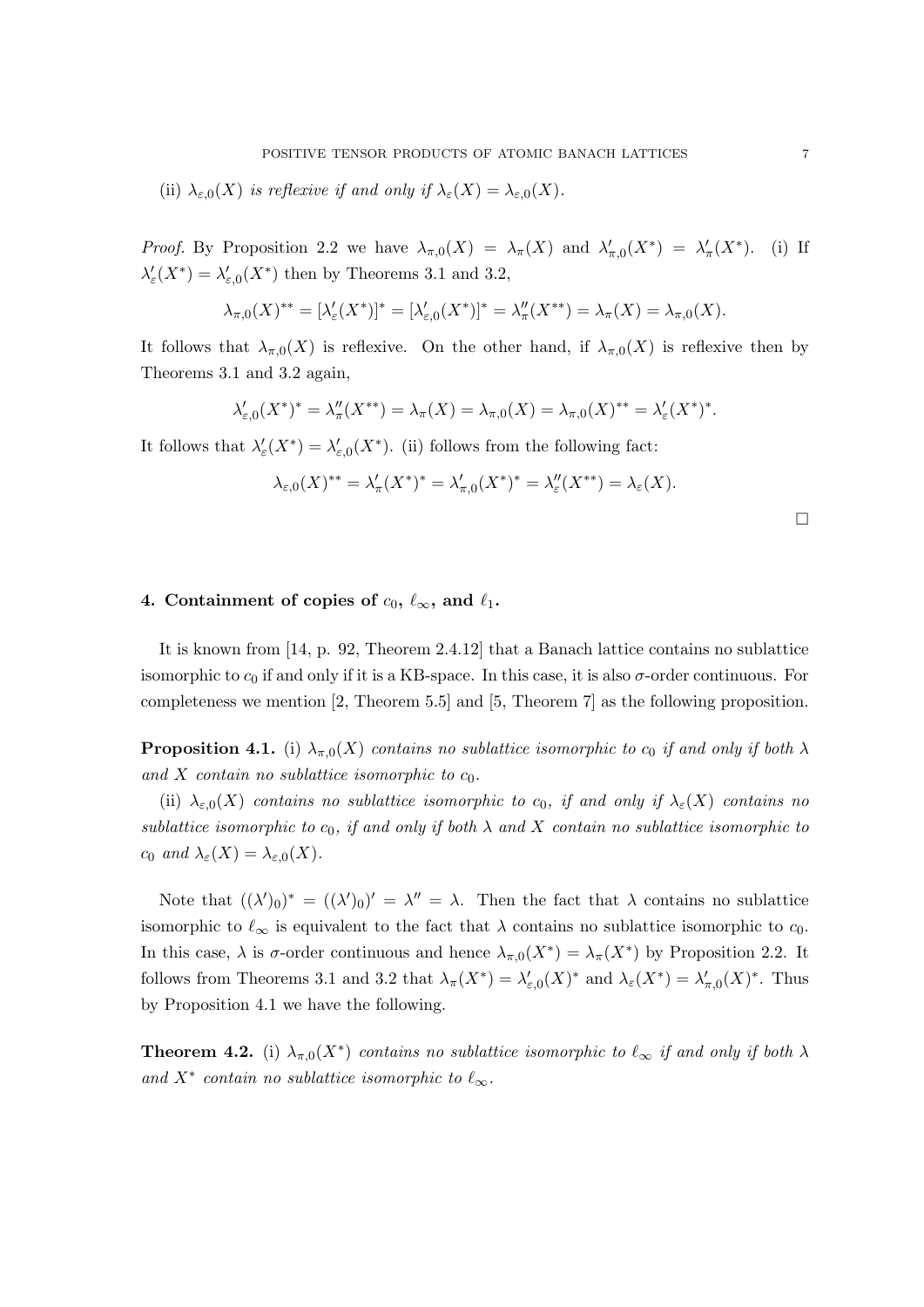(ii) *$\lambda_{\varepsilon,0}(X)$ is reflexive if and only if $\lambda_\varepsilon(X) = \lambda_{\varepsilon,0}(X)$.*

*Proof.* By Proposition 2.2 we have $\lambda_{\pi,0}(X) = \lambda_\pi(X)$ and $\lambda'_{\pi,0}(X^*) = \lambda'_\pi(X^*)$. (i) If $\lambda'_\varepsilon(X^*) = \lambda'_{\varepsilon,0}(X^*)$ then by Theorems 3.1 and 3.2,

$$\lambda_{\pi,0}(X)^{**} = [\lambda'_\varepsilon(X^*)]^* = [\lambda'_{\varepsilon,0}(X^*)]^* = \lambda''_\pi(X^{**}) = \lambda_\pi(X) = \lambda_{\pi,0}(X).$$

It follows that $\lambda_{\pi,0}(X)$ is reflexive. On the other hand, if $\lambda_{\pi,0}(X)$ is reflexive then by Theorems 3.1 and 3.2 again,

$$\lambda'_{\varepsilon,0}(X^*)^* = \lambda''_\pi(X^{**}) = \lambda_\pi(X) = \lambda_{\pi,0}(X) = \lambda_{\pi,0}(X)^{**} = \lambda'_\varepsilon(X^*)^*.$$

It follows that $\lambda'_\varepsilon(X^*) = \lambda'_{\varepsilon,0}(X^*)$. (ii) follows from the following fact:

$$\lambda_{\varepsilon,0}(X)^{**} = \lambda'_\pi(X^*)^* = \lambda'_{\pi,0}(X^*)^* = \lambda''_\varepsilon(X^{**}) = \lambda_\varepsilon(X).$$

□

## 4. Containment of copies of $c_0$, $\ell_\infty$, and $\ell_1$.

It is known from [14, p. 92, Theorem 2.4.12] that a Banach lattice contains no sublattice isomorphic to $c_0$ if and only if it is a KB-space. In this case, it is also $\sigma$-order continuous. For completeness we mention [2, Theorem 5.5] and [5, Theorem 7] as the following proposition.

**Proposition 4.1.** (i) *$\lambda_{\pi,0}(X)$ contains no sublattice isomorphic to $c_0$ if and only if both $\lambda$ and $X$ contain no sublattice isomorphic to $c_0$.*

(ii) *$\lambda_{\varepsilon,0}(X)$ contains no sublattice isomorphic to $c_0$, if and only if $\lambda_\varepsilon(X)$ contains no sublattice isomorphic to $c_0$, if and only if both $\lambda$ and $X$ contain no sublattice isomorphic to $c_0$ and $\lambda_\varepsilon(X) = \lambda_{\varepsilon,0}(X)$.*

Note that $((\lambda')_0)^* = ((\lambda')_0)' = \lambda'' = \lambda$. Then the fact that $\lambda$ contains no sublattice isomorphic to $\ell_\infty$ is equivalent to the fact that $\lambda$ contains no sublattice isomorphic to $c_0$. In this case, $\lambda$ is $\sigma$-order continuous and hence $\lambda_{\pi,0}(X^*) = \lambda_\pi(X^*)$ by Proposition 2.2. It follows from Theorems 3.1 and 3.2 that $\lambda_\pi(X^*) = \lambda'_{\varepsilon,0}(X)^*$ and $\lambda_\varepsilon(X^*) = \lambda'_{\pi,0}(X)^*$. Thus by Proposition 4.1 we have the following.

**Theorem 4.2.** (i) *$\lambda_{\pi,0}(X^*)$ contains no sublattice isomorphic to $\ell_\infty$ if and only if both $\lambda$ and $X^*$ contain no sublattice isomorphic to $\ell_\infty$.*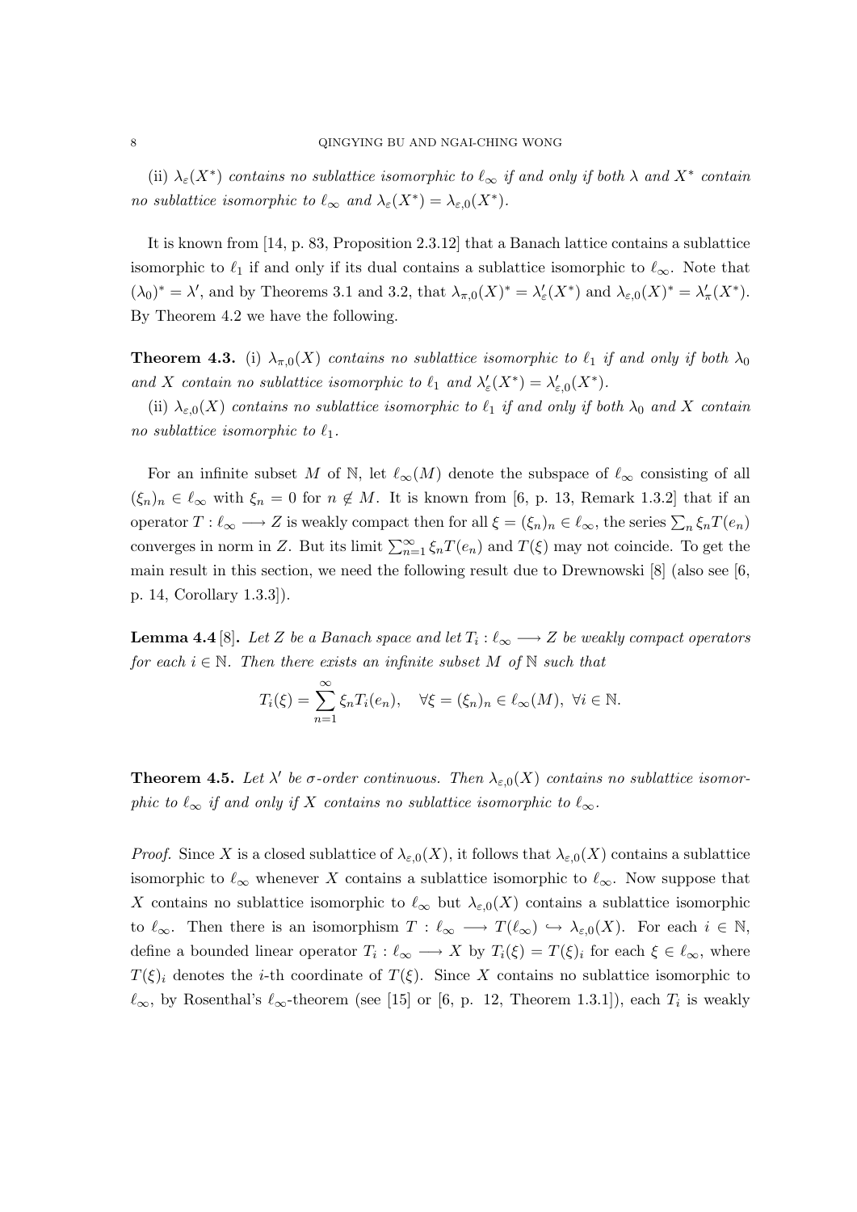(ii) *$\lambda_\varepsilon(X^*)$ contains no sublattice isomorphic to $\ell_\infty$ if and only if both $\lambda$ and $X^*$ contain no sublattice isomorphic to $\ell_\infty$ and $\lambda_\varepsilon(X^*) = \lambda_{\varepsilon,0}(X^*)$.*

It is known from [14, p. 83, Proposition 2.3.12] that a Banach lattice contains a sublattice isomorphic to $\ell_1$ if and only if its dual contains a sublattice isomorphic to $\ell_\infty$. Note that $(\lambda_0)^* = \lambda'$, and by Theorems 3.1 and 3.2, that $\lambda_{\pi,0}(X)^* = \lambda'_\varepsilon(X^*)$ and $\lambda_{\varepsilon,0}(X)^* = \lambda'_\pi(X^*)$. By Theorem 4.2 we have the following.

**Theorem 4.3.** (i) *$\lambda_{\pi,0}(X)$ contains no sublattice isomorphic to $\ell_1$ if and only if both $\lambda_0$ and $X$ contain no sublattice isomorphic to $\ell_1$ and $\lambda'_\varepsilon(X^*) = \lambda'_{\varepsilon,0}(X^*)$.*

(ii) *$\lambda_{\varepsilon,0}(X)$ contains no sublattice isomorphic to $\ell_1$ if and only if both $\lambda_0$ and $X$ contain no sublattice isomorphic to $\ell_1$.*

For an infinite subset $M$ of $\mathbb{N}$, let $\ell_\infty(M)$ denote the subspace of $\ell_\infty$ consisting of all $(\xi_n)_n \in \ell_\infty$ with $\xi_n = 0$ for $n \notin M$. It is known from [6, p. 13, Remark 1.3.2] that if an operator $T : \ell_\infty \longrightarrow Z$ is weakly compact then for all $\xi = (\xi_n)_n \in \ell_\infty$, the series $\sum_n \xi_n T(e_n)$ converges in norm in $Z$. But its limit $\sum_{n=1}^\infty \xi_n T(e_n)$ and $T(\xi)$ may not coincide. To get the main result in this section, we need the following result due to Drewnowski [8] (also see [6, p. 14, Corollary 1.3.3]).

**Lemma 4.4** [8]**.** *Let $Z$ be a Banach space and let $T_i : \ell_\infty \longrightarrow Z$ be weakly compact operators for each $i \in \mathbb{N}$. Then there exists an infinite subset $M$ of $\mathbb{N}$ such that*

$$T_i(\xi) = \sum_{n=1}^\infty \xi_n T_i(e_n), \quad \forall \xi = (\xi_n)_n \in \ell_\infty(M),\ \forall i \in \mathbb{N}.$$

**Theorem 4.5.** *Let $\lambda'$ be $\sigma$-order continuous. Then $\lambda_{\varepsilon,0}(X)$ contains no sublattice isomorphic to $\ell_\infty$ if and only if $X$ contains no sublattice isomorphic to $\ell_\infty$.*

*Proof.* Since $X$ is a closed sublattice of $\lambda_{\varepsilon,0}(X)$, it follows that $\lambda_{\varepsilon,0}(X)$ contains a sublattice isomorphic to $\ell_\infty$ whenever $X$ contains a sublattice isomorphic to $\ell_\infty$. Now suppose that $X$ contains no sublattice isomorphic to $\ell_\infty$ but $\lambda_{\varepsilon,0}(X)$ contains a sublattice isomorphic to $\ell_\infty$. Then there is an isomorphism $T : \ell_\infty \longrightarrow T(\ell_\infty) \hookrightarrow \lambda_{\varepsilon,0}(X)$. For each $i \in \mathbb{N}$, define a bounded linear operator $T_i : \ell_\infty \longrightarrow X$ by $T_i(\xi) = T(\xi)_i$ for each $\xi \in \ell_\infty$, where $T(\xi)_i$ denotes the $i$-th coordinate of $T(\xi)$. Since $X$ contains no sublattice isomorphic to $\ell_\infty$, by Rosenthal's $\ell_\infty$-theorem (see [15] or [6, p. 12, Theorem 1.3.1]), each $T_i$ is weakly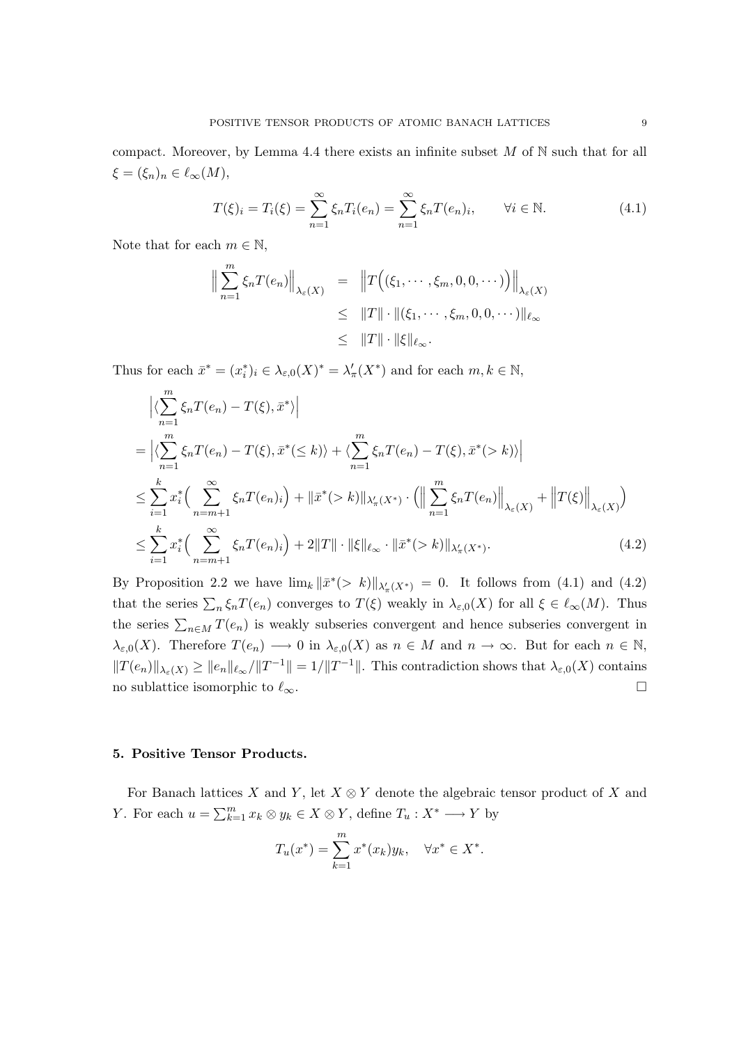compact. Moreover, by Lemma 4.4 there exists an infinite subset $M$ of $\mathbb{N}$ such that for all $\xi = (\xi_n)_n \in \ell_\infty(M)$,

$$T(\xi)_i = T_i(\xi) = \sum_{n=1}^{\infty} \xi_n T_i(e_n) = \sum_{n=1}^{\infty} \xi_n T(e_n)_i, \qquad \forall i \in \mathbb{N}. \tag{4.1}$$

Note that for each $m \in \mathbb{N}$,

$$\begin{aligned}
\Big\| \sum_{n=1}^{m} \xi_n T(e_n) \Big\|_{\lambda_\varepsilon(X)} &= \Big\| T\Big( (\xi_1, \cdots, \xi_m, 0, 0, \cdots) \Big) \Big\|_{\lambda_\varepsilon(X)} \\
&\leq \|T\| \cdot \|(\xi_1, \cdots, \xi_m, 0, 0, \cdots)\|_{\ell_\infty} \\
&\leq \|T\| \cdot \|\xi\|_{\ell_\infty}.
\end{aligned}$$

Thus for each $\bar{x}^* = (x_i^*)_i \in \lambda_{\varepsilon,0}(X)^* = \lambda'_\pi(X^*)$ and for each $m, k \in \mathbb{N}$,

$$\begin{aligned}
&\Big| \langle \sum_{n=1}^{m} \xi_n T(e_n) - T(\xi), \bar{x}^* \rangle \Big| \\
&= \Big| \langle \sum_{n=1}^{m} \xi_n T(e_n) - T(\xi), \bar{x}^*(\leq k) \rangle + \langle \sum_{n=1}^{m} \xi_n T(e_n) - T(\xi), \bar{x}^*(> k) \rangle \Big| \\
&\leq \sum_{i=1}^{k} x_i^* \Big( \sum_{n=m+1}^{\infty} \xi_n T(e_n)_i \Big) + \|\bar{x}^*(> k)\|_{\lambda'_\pi(X^*)} \cdot \Big( \Big\| \sum_{n=1}^{m} \xi_n T(e_n) \Big\|_{\lambda_\varepsilon(X)} + \Big\| T(\xi) \Big\|_{\lambda_\varepsilon(X)} \Big) \\
&\leq \sum_{i=1}^{k} x_i^* \Big( \sum_{n=m+1}^{\infty} \xi_n T(e_n)_i \Big) + 2\|T\| \cdot \|\xi\|_{\ell_\infty} \cdot \|\bar{x}^*(> k)\|_{\lambda'_\pi(X^*)}.
\end{aligned} \tag{4.2}$$

By Proposition 2.2 we have $\lim_k \|\bar{x}^*(> k)\|_{\lambda'_\pi(X^*)} = 0$. It follows from (4.1) and (4.2) that the series $\sum_n \xi_n T(e_n)$ converges to $T(\xi)$ weakly in $\lambda_{\varepsilon,0}(X)$ for all $\xi \in \ell_\infty(M)$. Thus the series $\sum_{n \in M} T(e_n)$ is weakly subseries convergent and hence subseries convergent in $\lambda_{\varepsilon,0}(X)$. Therefore $T(e_n) \longrightarrow 0$ in $\lambda_{\varepsilon,0}(X)$ as $n \in M$ and $n \to \infty$. But for each $n \in \mathbb{N}$, $\|T(e_n)\|_{\lambda_\varepsilon(X)} \geq \|e_n\|_{\ell_\infty} / \|T^{-1}\| = 1/\|T^{-1}\|$. This contradiction shows that $\lambda_{\varepsilon,0}(X)$ contains no sublattice isomorphic to $\ell_\infty$. $\square$

## 5. Positive Tensor Products.

For Banach lattices $X$ and $Y$, let $X \otimes Y$ denote the algebraic tensor product of $X$ and $Y$. For each $u = \sum_{k=1}^{m} x_k \otimes y_k \in X \otimes Y$, define $T_u : X^* \longrightarrow Y$ by

$$T_u(x^*) = \sum_{k=1}^{m} x^*(x_k) y_k, \quad \forall x^* \in X^*.$$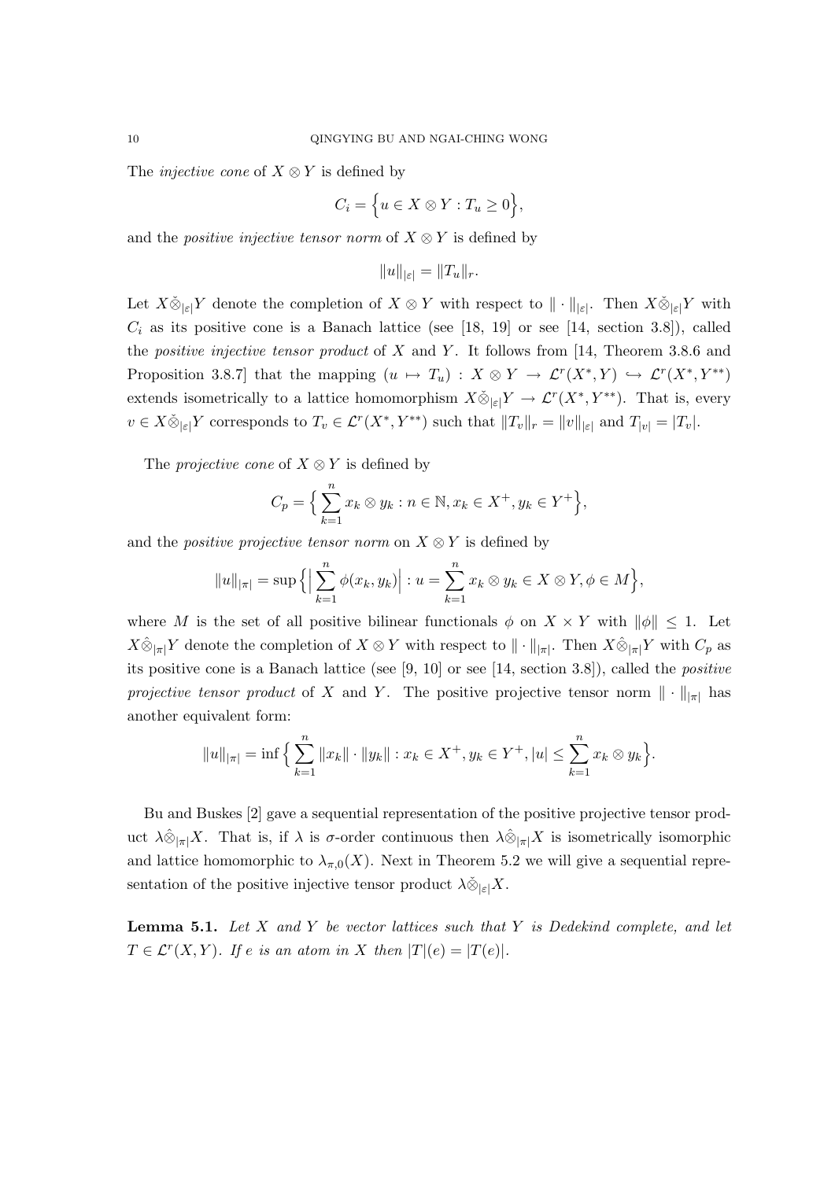The *injective cone* of $X \otimes Y$ is defined by

$$C_i = \Big\{ u \in X \otimes Y : T_u \geq 0 \Big\},$$

and the *positive injective tensor norm* of $X \otimes Y$ is defined by

$$\|u\|_{|\varepsilon|} = \|T_u\|_r.$$

Let $X \check{\otimes}_{|\varepsilon|} Y$ denote the completion of $X \otimes Y$ with respect to $\| \cdot \|_{|\varepsilon|}$. Then $X \check{\otimes}_{|\varepsilon|} Y$ with $C_i$ as its positive cone is a Banach lattice (see [18, 19] or see [14, section 3.8]), called the *positive injective tensor product* of $X$ and $Y$. It follows from [14, Theorem 3.8.6 and Proposition 3.8.7] that the mapping $(u \mapsto T_u) : X \otimes Y \to \mathcal{L}^r(X^*, Y) \hookrightarrow \mathcal{L}^r(X^*, Y^{**})$ extends isometrically to a lattice homomorphism $X \check{\otimes}_{|\varepsilon|} Y \to \mathcal{L}^r(X^*, Y^{**})$. That is, every $v \in X \check{\otimes}_{|\varepsilon|} Y$ corresponds to $T_v \in \mathcal{L}^r(X^*, Y^{**})$ such that $\|T_v\|_r = \|v\|_{|\varepsilon|}$ and $T_{|v|} = |T_v|$.

The *projective cone* of $X \otimes Y$ is defined by

$$C_p = \Big\{ \sum_{k=1}^{n} x_k \otimes y_k : n \in \mathbb{N}, x_k \in X^+, y_k \in Y^+ \Big\},$$

and the *positive projective tensor norm* on $X \otimes Y$ is defined by

$$\|u\|_{|\pi|} = \sup \Big\{ \Big| \sum_{k=1}^{n} \phi(x_k, y_k) \Big| : u = \sum_{k=1}^{n} x_k \otimes y_k \in X \otimes Y, \phi \in M \Big\},$$

where $M$ is the set of all positive bilinear functionals $\phi$ on $X \times Y$ with $\|\phi\| \leq 1$. Let $X \hat{\otimes}_{|\pi|} Y$ denote the completion of $X \otimes Y$ with respect to $\| \cdot \|_{|\pi|}$. Then $X \hat{\otimes}_{|\pi|} Y$ with $C_p$ as its positive cone is a Banach lattice (see [9, 10] or see [14, section 3.8]), called the *positive projective tensor product* of $X$ and $Y$. The positive projective tensor norm $\| \cdot \|_{|\pi|}$ has another equivalent form:

$$\|u\|_{|\pi|} = \inf \Big\{ \sum_{k=1}^{n} \|x_k\| \cdot \|y_k\| : x_k \in X^+, y_k \in Y^+, |u| \leq \sum_{k=1}^{n} x_k \otimes y_k \Big\}.$$

Bu and Buskes [2] gave a sequential representation of the positive projective tensor product $\lambda \hat{\otimes}_{|\pi|} X$. That is, if $\lambda$ is $\sigma$-order continuous then $\lambda \hat{\otimes}_{|\pi|} X$ is isometrically isomorphic and lattice homomorphic to $\lambda_{\pi,0}(X)$. Next in Theorem 5.2 we will give a sequential representation of the positive injective tensor product $\lambda \check{\otimes}_{|\varepsilon|} X$.

**Lemma 5.1.** *Let $X$ and $Y$ be vector lattices such that $Y$ is Dedekind complete, and let $T \in \mathcal{L}^r(X, Y)$. If $e$ is an atom in $X$ then $|T|(e) = |T(e)|$.*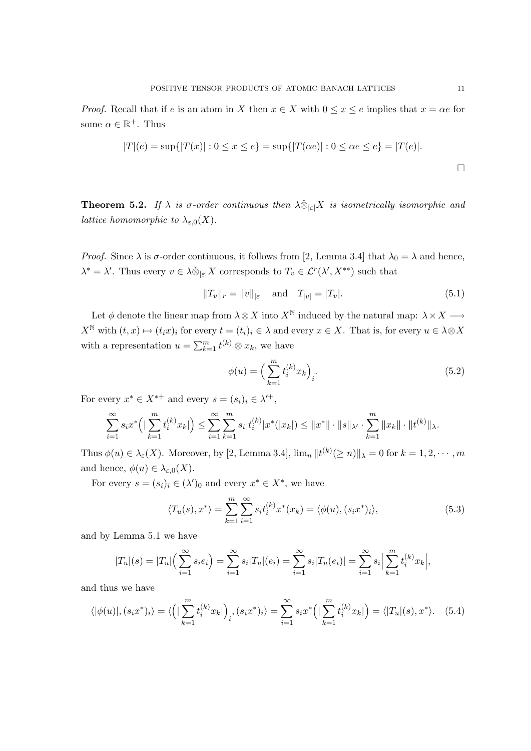*Proof.* Recall that if $e$ is an atom in $X$ then $x \in X$ with $0 \leq x \leq e$ implies that $x = \alpha e$ for some $\alpha \in \mathbb{R}^+$. Thus

$$|T|(e) = \sup\{|T(x)| : 0 \leq x \leq e\} = \sup\{|T(\alpha e)| : 0 \leq \alpha e \leq e\} = |T(e)|.$$

$\square$

**Theorem 5.2.** *If $\lambda$ is $\sigma$-order continuous then $\lambda \check{\otimes}_{|\varepsilon|} X$ is isometrically isomorphic and lattice homomorphic to $\lambda_{\varepsilon,0}(X)$.*

*Proof.* Since $\lambda$ is $\sigma$-order continuous, it follows from [2, Lemma 3.4] that $\lambda_0 = \lambda$ and hence, $\lambda^* = \lambda'$. Thus every $v \in \lambda \check{\otimes}_{|\varepsilon|} X$ corresponds to $T_v \in \mathcal{L}^r(\lambda', X^{**})$ such that

$$\|T_v\|_r = \|v\|_{|\varepsilon|} \quad \text{and} \quad T_{|v|} = |T_v|. \tag{5.1}$$

Let $\phi$ denote the linear map from $\lambda \otimes X$ into $X^{\mathbb{N}}$ induced by the natural map: $\lambda \times X \longrightarrow X^{\mathbb{N}}$ with $(t, x) \mapsto (t_i x)_i$ for every $t = (t_i)_i \in \lambda$ and every $x \in X$. That is, for every $u \in \lambda \otimes X$ with a representation $u = \sum_{k=1}^m t^{(k)} \otimes x_k$, we have

$$\phi(u) = \Big( \sum_{k=1}^m t_i^{(k)} x_k \Big)_i. \tag{5.2}$$

For every $x^* \in X^{*+}$ and every $s = (s_i)_i \in \lambda'^+$,

$$\sum_{i=1}^\infty s_i x^* \Big( | \sum_{k=1}^m t_i^{(k)} x_k | \Big) \leq \sum_{i=1}^\infty \sum_{k=1}^m s_i |t_i^{(k)}| x^*(|x_k|) \leq \|x^*\| \cdot \|s\|_{\lambda'} \cdot \sum_{k=1}^m \|x_k\| \cdot \|t^{(k)}\|_\lambda.$$

Thus $\phi(u) \in \lambda_\varepsilon(X)$. Moreover, by [2, Lemma 3.4], $\lim_n \|t^{(k)}(\geq n)\|_\lambda = 0$ for $k = 1, 2, \cdots, m$ and hence, $\phi(u) \in \lambda_{\varepsilon,0}(X)$.

For every $s = (s_i)_i \in (\lambda')_0$ and every $x^* \in X^*$, we have

$$\langle T_u(s), x^* \rangle = \sum_{k=1}^m \sum_{i=1}^\infty s_i t_i^{(k)} x^*(x_k) = \langle \phi(u), (s_i x^*)_i \rangle, \tag{5.3}$$

and by Lemma 5.1 we have

$$|T_u|(s) = |T_u| \Big( \sum_{i=1}^\infty s_i e_i \Big) = \sum_{i=1}^\infty s_i |T_u|(e_i) = \sum_{i=1}^\infty s_i |T_u(e_i)| = \sum_{i=1}^\infty s_i \Big| \sum_{k=1}^m t_i^{(k)} x_k \Big|,$$

and thus we have

$$\langle |\phi(u)|, (s_i x^*)_i \rangle = \langle \Big( | \sum_{k=1}^m t_i^{(k)} x_k | \Big)_i, (s_i x^*)_i \rangle = \sum_{i=1}^\infty s_i x^* \Big( | \sum_{k=1}^m t_i^{(k)} x_k | \Big) = \langle |T_u|(s), x^* \rangle. \tag{5.4}$$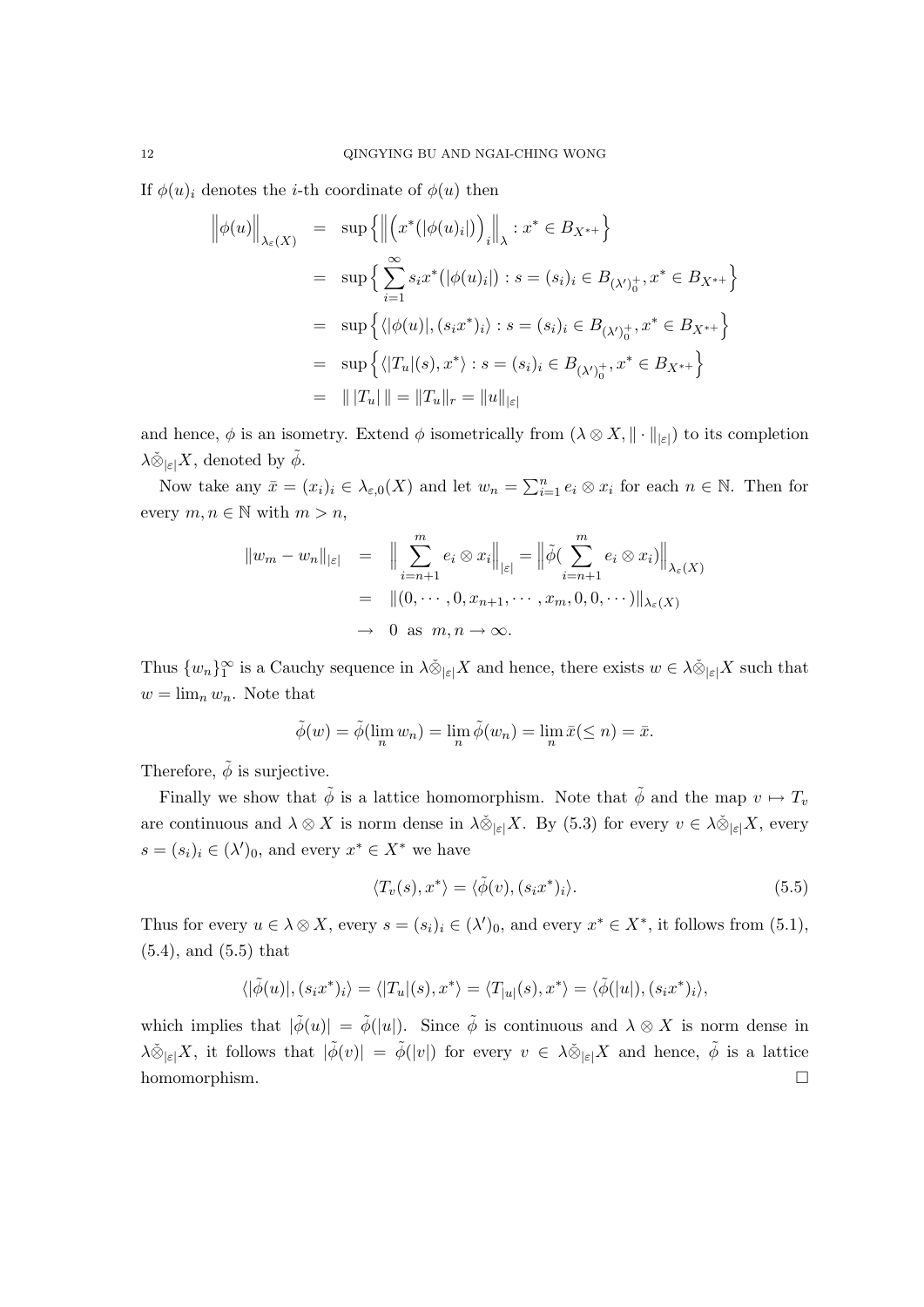If $\phi(u)_i$ denotes the $i$-th coordinate of $\phi(u)$ then

$$
\begin{aligned}
\Big\|\phi(u)\Big\|_{\lambda_\varepsilon(X)} &= \sup\Big\{\Big\|\Big(x^*(|\phi(u)_i|)\Big)_i\Big\|_\lambda : x^* \in B_{X^{*+}}\Big\} \\
&= \sup\Big\{\sum_{i=1}^{\infty} s_i x^*(|\phi(u)_i|) : s=(s_i)_i \in B_{(\lambda')_0^+}, x^* \in B_{X^{*+}}\Big\} \\
&= \sup\Big\{\langle|\phi(u)|, (s_i x^*)_i\rangle : s=(s_i)_i \in B_{(\lambda')_0^+}, x^* \in B_{X^{*+}}\Big\} \\
&= \sup\Big\{\langle|T_u|(s), x^*\rangle : s=(s_i)_i \in B_{(\lambda')_0^+}, x^* \in B_{X^{*+}}\Big\} \\
&= \|\,|T_u|\,\| = \|T_u\|_r = \|u\|_{|\varepsilon|}
\end{aligned}
$$

and hence, $\phi$ is an isometry. Extend $\phi$ isometrically from $(\lambda \otimes X, \|\cdot\|_{|\varepsilon|})$ to its completion $\lambda\check{\otimes}_{|\varepsilon|}X$, denoted by $\tilde{\phi}$.

Now take any $\bar{x} = (x_i)_i \in \lambda_{\varepsilon,0}(X)$ and let $w_n = \sum_{i=1}^{n} e_i \otimes x_i$ for each $n \in \mathbb{N}$. Then for every $m, n \in \mathbb{N}$ with $m > n$,

$$
\begin{aligned}
\|w_m - w_n\|_{|\varepsilon|} &= \Big\|\sum_{i=n+1}^{m} e_i \otimes x_i\Big\|_{|\varepsilon|} = \Big\|\tilde{\phi}(\sum_{i=n+1}^{m} e_i \otimes x_i)\Big\|_{\lambda_\varepsilon(X)} \\
&= \|(0, \cdots, 0, x_{n+1}, \cdots, x_m, 0, 0, \cdots)\|_{\lambda_\varepsilon(X)} \\
&\to 0 \text{ as } m, n \to \infty.
\end{aligned}
$$

Thus $\{w_n\}_1^\infty$ is a Cauchy sequence in $\lambda\check{\otimes}_{|\varepsilon|}X$ and hence, there exists $w \in \lambda\check{\otimes}_{|\varepsilon|}X$ such that $w = \lim_n w_n$. Note that

$$
\tilde{\phi}(w) = \tilde{\phi}(\lim_n w_n) = \lim_n \tilde{\phi}(w_n) = \lim_n \bar{x}(\leq n) = \bar{x}.
$$

Therefore, $\tilde{\phi}$ is surjective.

Finally we show that $\tilde{\phi}$ is a lattice homomorphism. Note that $\tilde{\phi}$ and the map $v \mapsto T_v$ are continuous and $\lambda \otimes X$ is norm dense in $\lambda\check{\otimes}_{|\varepsilon|}X$. By (5.3) for every $v \in \lambda\check{\otimes}_{|\varepsilon|}X$, every $s = (s_i)_i \in (\lambda')_0$, and every $x^* \in X^*$ we have

$$
\langle T_v(s), x^*\rangle = \langle\tilde{\phi}(v), (s_i x^*)_i\rangle. \tag{5.5}
$$

Thus for every $u \in \lambda \otimes X$, every $s = (s_i)_i \in (\lambda')_0$, and every $x^* \in X^*$, it follows from (5.1), (5.4), and (5.5) that

$$
\langle|\tilde{\phi}(u)|, (s_i x^*)_i\rangle = \langle|T_u|(s), x^*\rangle = \langle T_{|u|}(s), x^*\rangle = \langle\tilde{\phi}(|u|), (s_i x^*)_i\rangle,
$$

which implies that $|\tilde{\phi}(u)| = \tilde{\phi}(|u|)$. Since $\tilde{\phi}$ is continuous and $\lambda \otimes X$ is norm dense in $\lambda\check{\otimes}_{|\varepsilon|}X$, it follows that $|\tilde{\phi}(v)| = \tilde{\phi}(|v|)$ for every $v \in \lambda\check{\otimes}_{|\varepsilon|}X$ and hence, $\tilde{\phi}$ is a lattice homomorphism. $\square$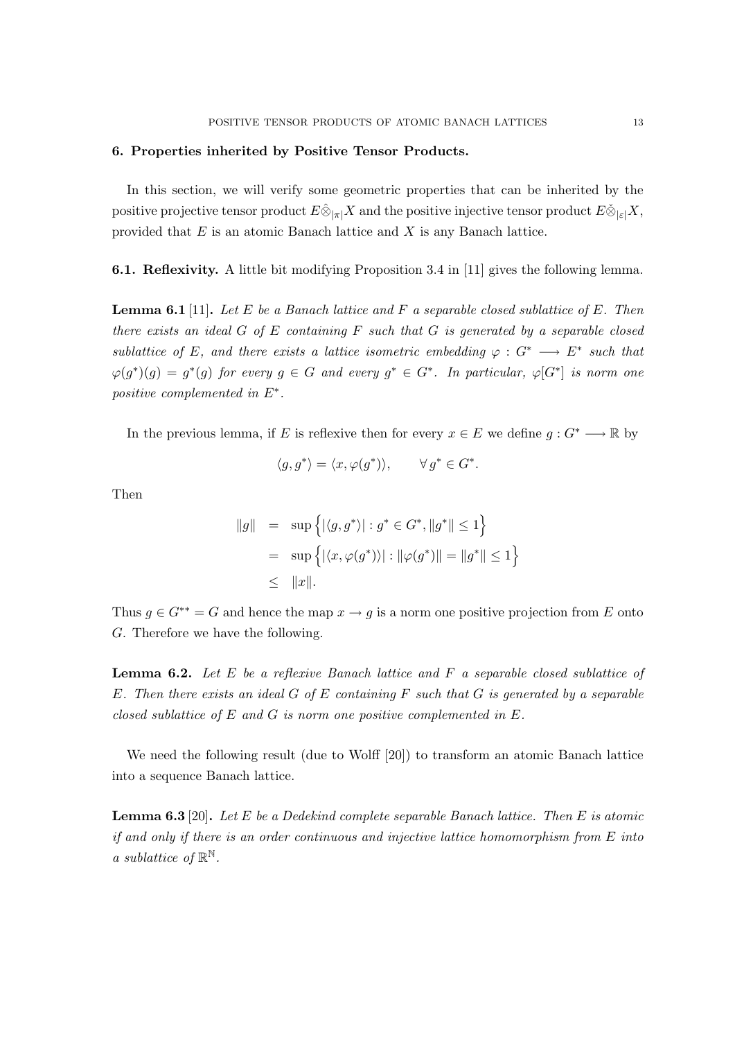## 6. Properties inherited by Positive Tensor Products.

In this section, we will verify some geometric properties that can be inherited by the positive projective tensor product $E\hat{\otimes}_{|\pi|}X$ and the positive injective tensor product $E\check{\otimes}_{|\varepsilon|}X$, provided that $E$ is an atomic Banach lattice and $X$ is any Banach lattice.

**6.1. Reflexivity.** A little bit modifying Proposition 3.4 in [11] gives the following lemma.

**Lemma 6.1** [11]**.** *Let $E$ be a Banach lattice and $F$ a separable closed sublattice of $E$. Then there exists an ideal $G$ of $E$ containing $F$ such that $G$ is generated by a separable closed sublattice of $E$, and there exists a lattice isometric embedding $\varphi : G^* \longrightarrow E^*$ such that $\varphi(g^*)(g) = g^*(g)$ for every $g \in G$ and every $g^* \in G^*$. In particular, $\varphi[G^*]$ is norm one positive complemented in $E^*$.*

In the previous lemma, if $E$ is reflexive then for every $x \in E$ we define $g : G^* \longrightarrow \mathbb{R}$ by

$$\langle g, g^* \rangle = \langle x, \varphi(g^*) \rangle, \qquad \forall\, g^* \in G^*.$$

Then

$$\begin{aligned} \|g\| &= \sup\Big\{ |\langle g, g^* \rangle| : g^* \in G^*, \|g^*\| \leq 1 \Big\} \\ &= \sup\Big\{ |\langle x, \varphi(g^*) \rangle| : \|\varphi(g^*)\| = \|g^*\| \leq 1 \Big\} \\ &\leq \|x\|. \end{aligned}$$

Thus $g \in G^{**} = G$ and hence the map $x \to g$ is a norm one positive projection from $E$ onto $G$. Therefore we have the following.

**Lemma 6.2.** *Let $E$ be a reflexive Banach lattice and $F$ a separable closed sublattice of $E$. Then there exists an ideal $G$ of $E$ containing $F$ such that $G$ is generated by a separable closed sublattice of $E$ and $G$ is norm one positive complemented in $E$.*

We need the following result (due to Wolff [20]) to transform an atomic Banach lattice into a sequence Banach lattice.

**Lemma 6.3** [20]**.** *Let $E$ be a Dedekind complete separable Banach lattice. Then $E$ is atomic if and only if there is an order continuous and injective lattice homomorphism from $E$ into a sublattice of $\mathbb{R}^{\mathbb{N}}$.*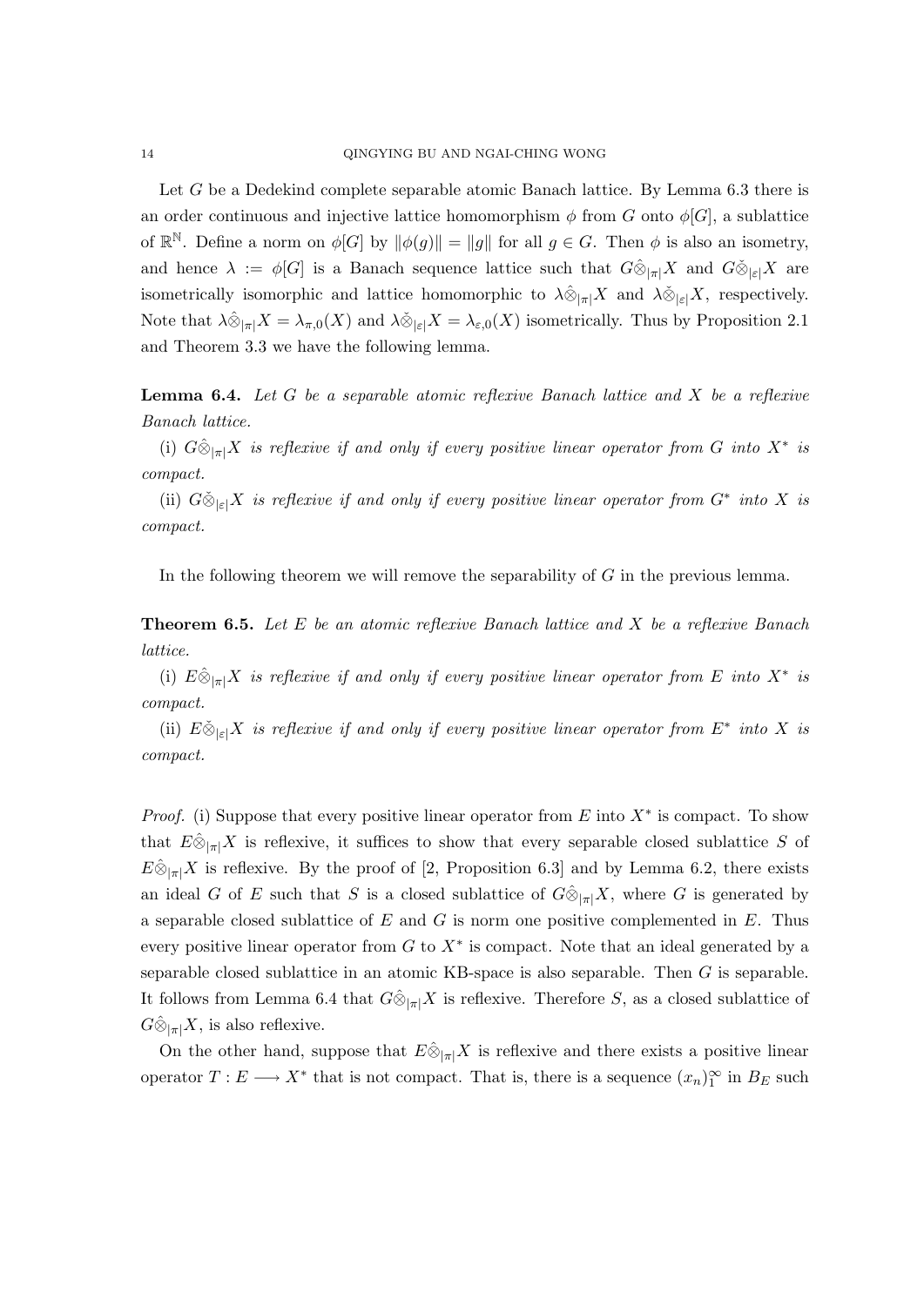Let $G$ be a Dedekind complete separable atomic Banach lattice. By Lemma 6.3 there is an order continuous and injective lattice homomorphism $\phi$ from $G$ onto $\phi[G]$, a sublattice of $\mathbb{R}^{\mathbb{N}}$. Define a norm on $\phi[G]$ by $\|\phi(g)\| = \|g\|$ for all $g \in G$. Then $\phi$ is also an isometry, and hence $\lambda := \phi[G]$ is a Banach sequence lattice such that $G\hat{\otimes}_{|\pi|}X$ and $G\check{\otimes}_{|\varepsilon|}X$ are isometrically isomorphic and lattice homomorphic to $\lambda\hat{\otimes}_{|\pi|}X$ and $\lambda\check{\otimes}_{|\varepsilon|}X$, respectively. Note that $\lambda\hat{\otimes}_{|\pi|}X = \lambda_{\pi,0}(X)$ and $\lambda\check{\otimes}_{|\varepsilon|}X = \lambda_{\varepsilon,0}(X)$ isometrically. Thus by Proposition 2.1 and Theorem 3.3 we have the following lemma.

**Lemma 6.4.** *Let $G$ be a separable atomic reflexive Banach lattice and $X$ be a reflexive Banach lattice.*

*(i) $G\hat{\otimes}_{|\pi|}X$ is reflexive if and only if every positive linear operator from $G$ into $X^*$ is compact.*

*(ii) $G\check{\otimes}_{|\varepsilon|}X$ is reflexive if and only if every positive linear operator from $G^*$ into $X$ is compact.*

In the following theorem we will remove the separability of $G$ in the previous lemma.

**Theorem 6.5.** *Let $E$ be an atomic reflexive Banach lattice and $X$ be a reflexive Banach lattice.*

*(i) $E\hat{\otimes}_{|\pi|}X$ is reflexive if and only if every positive linear operator from $E$ into $X^*$ is compact.*

*(ii) $E\check{\otimes}_{|\varepsilon|}X$ is reflexive if and only if every positive linear operator from $E^*$ into $X$ is compact.*

*Proof.* (i) Suppose that every positive linear operator from $E$ into $X^*$ is compact. To show that $E\hat{\otimes}_{|\pi|}X$ is reflexive, it suffices to show that every separable closed sublattice $S$ of $E\hat{\otimes}_{|\pi|}X$ is reflexive. By the proof of [2, Proposition 6.3] and by Lemma 6.2, there exists an ideal $G$ of $E$ such that $S$ is a closed sublattice of $G\hat{\otimes}_{|\pi|}X$, where $G$ is generated by a separable closed sublattice of $E$ and $G$ is norm one positive complemented in $E$. Thus every positive linear operator from $G$ to $X^*$ is compact. Note that an ideal generated by a separable closed sublattice in an atomic KB-space is also separable. Then $G$ is separable. It follows from Lemma 6.4 that $G\hat{\otimes}_{|\pi|}X$ is reflexive. Therefore $S$, as a closed sublattice of $G\hat{\otimes}_{|\pi|}X$, is also reflexive.

On the other hand, suppose that $E\hat{\otimes}_{|\pi|}X$ is reflexive and there exists a positive linear operator $T : E \longrightarrow X^*$ that is not compact. That is, there is a sequence $(x_n)_1^\infty$ in $B_E$ such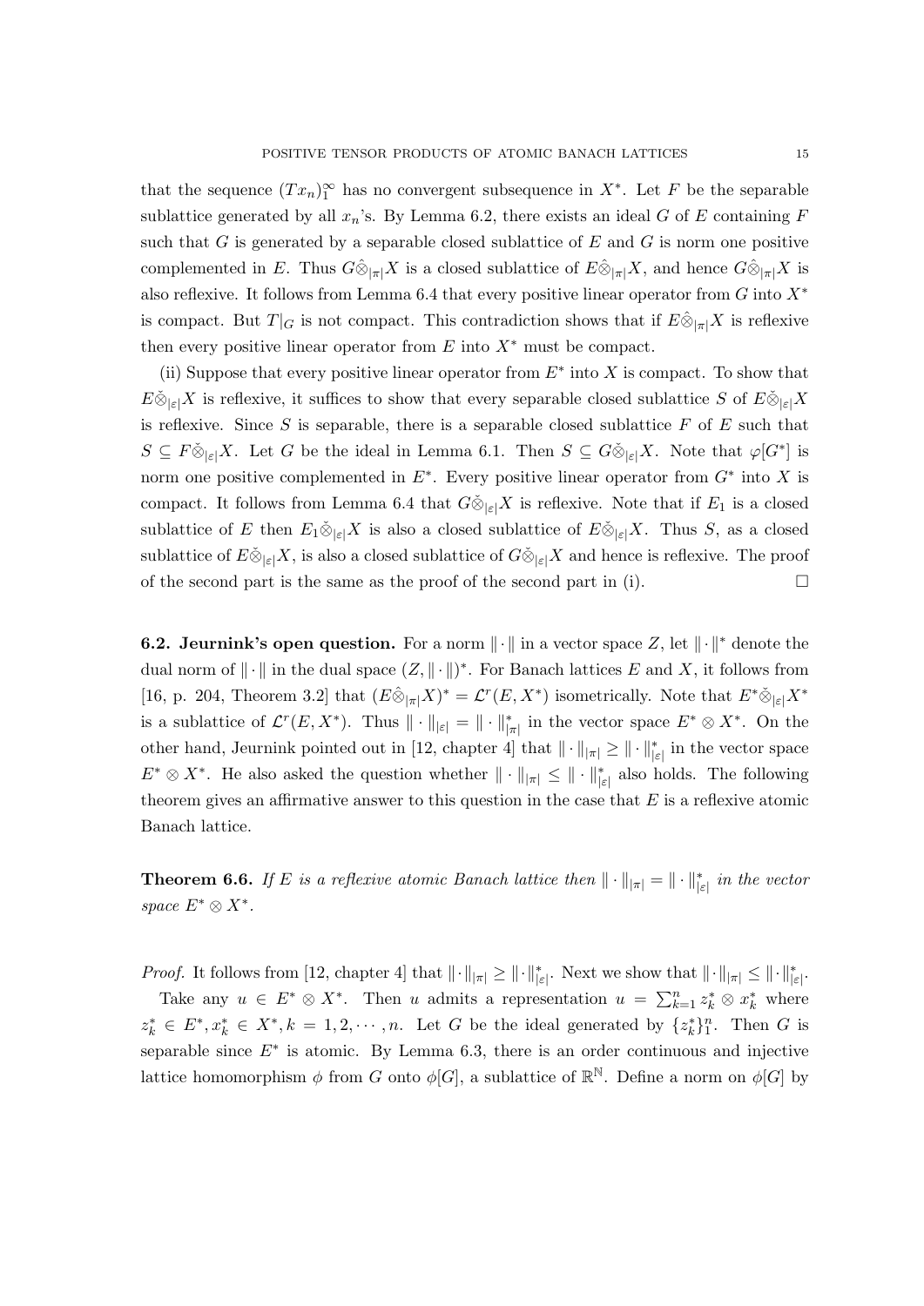that the sequence $(Tx_n)_1^\infty$ has no convergent subsequence in $X^*$. Let $F$ be the separable sublattice generated by all $x_n$'s. By Lemma 6.2, there exists an ideal $G$ of $E$ containing $F$ such that $G$ is generated by a separable closed sublattice of $E$ and $G$ is norm one positive complemented in $E$. Thus $G\hat{\otimes}_{|\pi|}X$ is a closed sublattice of $E\hat{\otimes}_{|\pi|}X$, and hence $G\hat{\otimes}_{|\pi|}X$ is also reflexive. It follows from Lemma 6.4 that every positive linear operator from $G$ into $X^*$ is compact. But $T|_G$ is not compact. This contradiction shows that if $E\hat{\otimes}_{|\pi|}X$ is reflexive then every positive linear operator from $E$ into $X^*$ must be compact.

(ii) Suppose that every positive linear operator from $E^*$ into $X$ is compact. To show that $E\check{\otimes}_{|\varepsilon|}X$ is reflexive, it suffices to show that every separable closed sublattice $S$ of $E\check{\otimes}_{|\varepsilon|}X$ is reflexive. Since $S$ is separable, there is a separable closed sublattice $F$ of $E$ such that $S \subseteq F\check{\otimes}_{|\varepsilon|}X$. Let $G$ be the ideal in Lemma 6.1. Then $S \subseteq G\check{\otimes}_{|\varepsilon|}X$. Note that $\varphi[G^*]$ is norm one positive complemented in $E^*$. Every positive linear operator from $G^*$ into $X$ is compact. It follows from Lemma 6.4 that $G\check{\otimes}_{|\varepsilon|}X$ is reflexive. Note that if $E_1$ is a closed sublattice of $E$ then $E_1\check{\otimes}_{|\varepsilon|}X$ is also a closed sublattice of $E\check{\otimes}_{|\varepsilon|}X$. Thus $S$, as a closed sublattice of $E\check{\otimes}_{|\varepsilon|}X$, is also a closed sublattice of $G\check{\otimes}_{|\varepsilon|}X$ and hence is reflexive. The proof of the second part is the same as the proof of the second part in (i). □

**6.2. Jeurnink's open question.** For a norm $\|\cdot\|$ in a vector space $Z$, let $\|\cdot\|^*$ denote the dual norm of $\|\cdot\|$ in the dual space $(Z,\|\cdot\|)^*$. For Banach lattices $E$ and $X$, it follows from [16, p. 204, Theorem 3.2] that $(E\hat{\otimes}_{|\pi|}X)^* = \mathcal{L}^r(E, X^*)$ isometrically. Note that $E^*\check{\otimes}_{|\varepsilon|}X^*$ is a sublattice of $\mathcal{L}^r(E, X^*)$. Thus $\|\cdot\|_{|\varepsilon|} = \|\cdot\|^*_{|\pi|}$ in the vector space $E^*\otimes X^*$. On the other hand, Jeurnink pointed out in [12, chapter 4] that $\|\cdot\|_{|\pi|} \geq \|\cdot\|^*_{|\varepsilon|}$ in the vector space $E^*\otimes X^*$. He also asked the question whether $\|\cdot\|_{|\pi|} \leq \|\cdot\|^*_{|\varepsilon|}$ also holds. The following theorem gives an affirmative answer to this question in the case that $E$ is a reflexive atomic Banach lattice.

**Theorem 6.6.** *If $E$ is a reflexive atomic Banach lattice then $\|\cdot\|_{|\pi|} = \|\cdot\|^*_{|\varepsilon|}$ in the vector space $E^*\otimes X^*$.*

*Proof.* It follows from [12, chapter 4] that $\|\cdot\|_{|\pi|} \geq \|\cdot\|^*_{|\varepsilon|}$. Next we show that $\|\cdot\|_{|\pi|} \leq \|\cdot\|^*_{|\varepsilon|}$.

Take any $u \in E^*\otimes X^*$. Then $u$ admits a representation $u = \sum_{k=1}^n z_k^*\otimes x_k^*$ where $z_k^* \in E^*, x_k^* \in X^*, k = 1, 2, \cdots, n$. Let $G$ be the ideal generated by $\{z_k^*\}_1^n$. Then $G$ is separable since $E^*$ is atomic. By Lemma 6.3, there is an order continuous and injective lattice homomorphism $\phi$ from $G$ onto $\phi[G]$, a sublattice of $\mathbb{R}^{\mathbb{N}}$. Define a norm on $\phi[G]$ by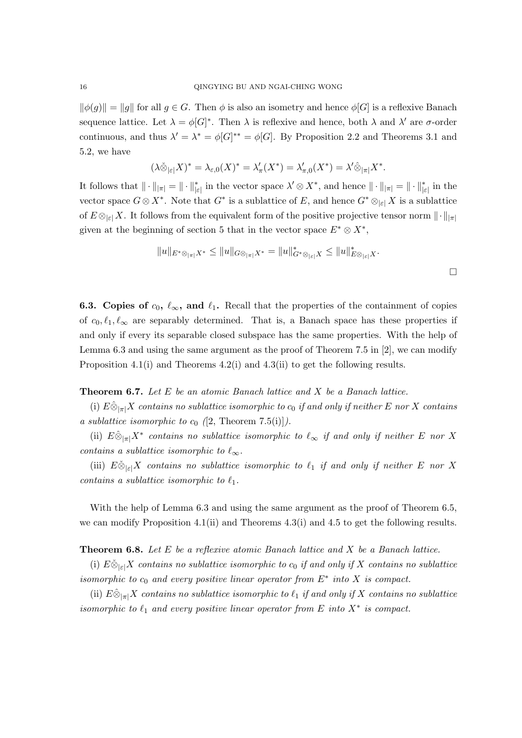$\|\phi(g)\| = \|g\|$ for all $g \in G$. Then $\phi$ is also an isometry and hence $\phi[G]$ is a reflexive Banach sequence lattice. Let $\lambda = \phi[G]^*$. Then $\lambda$ is reflexive and hence, both $\lambda$ and $\lambda'$ are $\sigma$-order continuous, and thus $\lambda' = \lambda^* = \phi[G]^{**} = \phi[G]$. By Proposition 2.2 and Theorems 3.1 and 5.2, we have

$$(\lambda \check{\otimes}_{|\varepsilon|} X)^* = \lambda_{\varepsilon,0}(X)^* = \lambda'_{\pi}(X^*) = \lambda'_{\pi,0}(X^*) = \lambda' \hat{\otimes}_{|\pi|} X^*.$$

It follows that $\| \cdot \|_{|\pi|} = \| \cdot \|^*_{|\varepsilon|}$ in the vector space $\lambda' \otimes X^*$, and hence $\| \cdot \|_{|\pi|} = \| \cdot \|^*_{|\varepsilon|}$ in the vector space $G \otimes X^*$. Note that $G^*$ is a sublattice of $E$, and hence $G^* \otimes_{|\varepsilon|} X$ is a sublattice of $E \otimes_{|\varepsilon|} X$. It follows from the equivalent form of the positive projective tensor norm $\| \cdot \|_{|\pi|}$ given at the beginning of section 5 that in the vector space $E^* \otimes X^*$,

$$\|u\|_{E^* \otimes_{|\pi|} X^*} \leq \|u\|_{G \otimes_{|\pi|} X^*} = \|u\|^*_{G^* \otimes_{|\varepsilon|} X} \leq \|u\|^*_{E \otimes_{|\varepsilon|} X}.$$

□

**6.3. Copies of $c_0$, $\ell_\infty$, and $\ell_1$.** Recall that the properties of the containment of copies of $c_0, \ell_1, \ell_\infty$ are separably determined. That is, a Banach space has these properties if and only if every its separable closed subspace has the same properties. With the help of Lemma 6.3 and using the same argument as the proof of Theorem 7.5 in [2], we can modify Proposition 4.1(i) and Theorems 4.2(i) and 4.3(ii) to get the following results.

**Theorem 6.7.** *Let $E$ be an atomic Banach lattice and $X$ be a Banach lattice.*

(i) *$E \hat{\otimes}_{|\pi|} X$ contains no sublattice isomorphic to $c_0$ if and only if neither $E$ nor $X$ contains a sublattice isomorphic to $c_0$ ([2, Theorem 7.5(i)]).*

(ii) *$E \hat{\otimes}_{|\pi|} X^*$ contains no sublattice isomorphic to $\ell_\infty$ if and only if neither $E$ nor $X$ contains a sublattice isomorphic to $\ell_\infty$.*

(iii) *$E \check{\otimes}_{|\varepsilon|} X$ contains no sublattice isomorphic to $\ell_1$ if and only if neither $E$ nor $X$ contains a sublattice isomorphic to $\ell_1$.*

With the help of Lemma 6.3 and using the same argument as the proof of Theorem 6.5, we can modify Proposition 4.1(ii) and Theorems 4.3(i) and 4.5 to get the following results.

**Theorem 6.8.** *Let $E$ be a reflexive atomic Banach lattice and $X$ be a Banach lattice.*

(i) *$E \check{\otimes}_{|\varepsilon|} X$ contains no sublattice isomorphic to $c_0$ if and only if $X$ contains no sublattice isomorphic to $c_0$ and every positive linear operator from $E^*$ into $X$ is compact.*

(ii) *$E \hat{\otimes}_{|\pi|} X$ contains no sublattice isomorphic to $\ell_1$ if and only if $X$ contains no sublattice isomorphic to $\ell_1$ and every positive linear operator from $E$ into $X^*$ is compact.*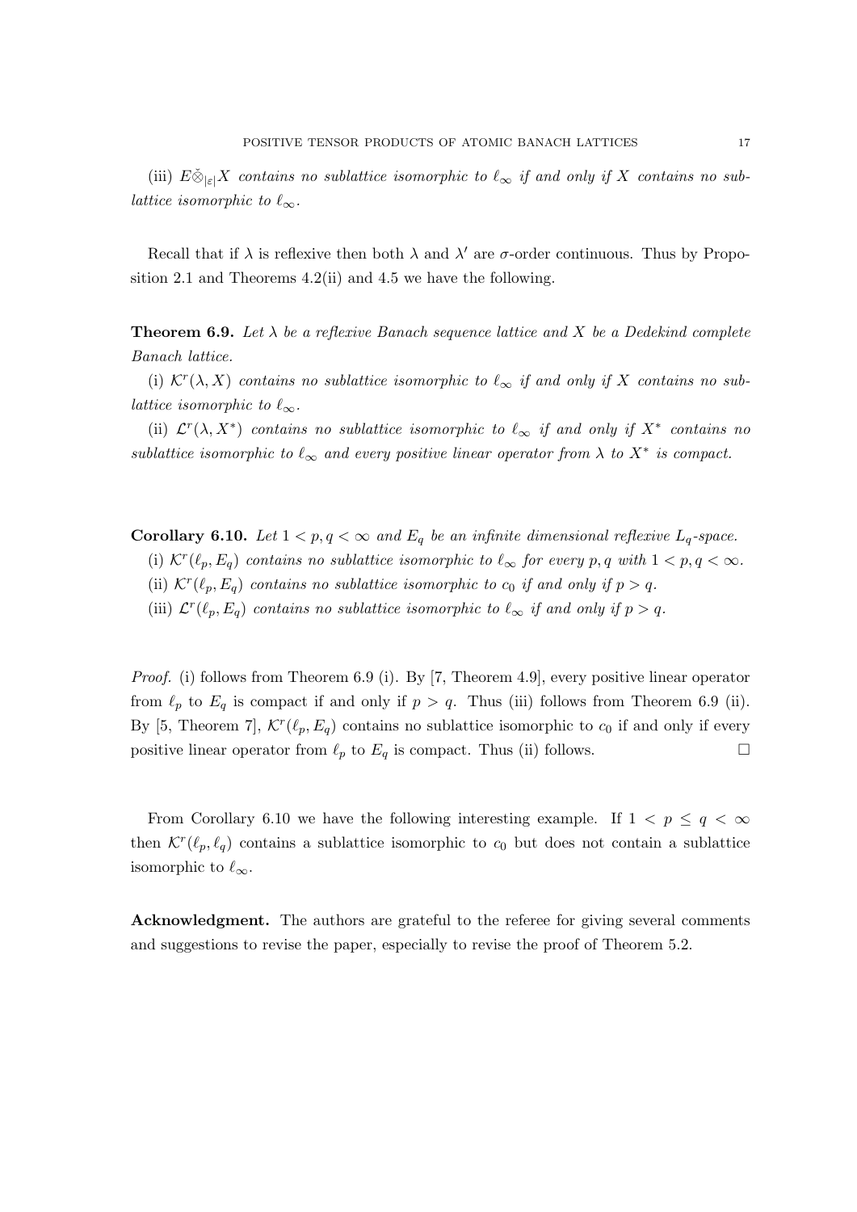(iii) $E\check{\otimes}_{|\varepsilon|}X$ *contains no sublattice isomorphic to* $\ell_\infty$ *if and only if* $X$ *contains no sublattice isomorphic to* $\ell_\infty$.

Recall that if $\lambda$ is reflexive then both $\lambda$ and $\lambda'$ are $\sigma$-order continuous. Thus by Proposition 2.1 and Theorems 4.2(ii) and 4.5 we have the following.

**Theorem 6.9.** *Let* $\lambda$ *be a reflexive Banach sequence lattice and* $X$ *be a Dedekind complete Banach lattice.*

(i) $\mathcal{K}^r(\lambda, X)$ *contains no sublattice isomorphic to* $\ell_\infty$ *if and only if* $X$ *contains no sublattice isomorphic to* $\ell_\infty$.

(ii) $\mathcal{L}^r(\lambda, X^*)$ *contains no sublattice isomorphic to* $\ell_\infty$ *if and only if* $X^*$ *contains no sublattice isomorphic to* $\ell_\infty$ *and every positive linear operator from* $\lambda$ *to* $X^*$ *is compact.*

**Corollary 6.10.** *Let* $1 < p, q < \infty$ *and* $E_q$ *be an infinite dimensional reflexive* $L_q$*-space.*

(i) $\mathcal{K}^r(\ell_p, E_q)$ *contains no sublattice isomorphic to* $\ell_\infty$ *for every* $p, q$ *with* $1 < p, q < \infty$.

(ii) $\mathcal{K}^r(\ell_p, E_q)$ *contains no sublattice isomorphic to* $c_0$ *if and only if* $p > q$.

(iii) $\mathcal{L}^r(\ell_p, E_q)$ *contains no sublattice isomorphic to* $\ell_\infty$ *if and only if* $p > q$.

*Proof.* (i) follows from Theorem 6.9 (i). By [7, Theorem 4.9], every positive linear operator from $\ell_p$ to $E_q$ is compact if and only if $p > q$. Thus (iii) follows from Theorem 6.9 (ii). By [5, Theorem 7], $\mathcal{K}^r(\ell_p, E_q)$ contains no sublattice isomorphic to $c_0$ if and only if every positive linear operator from $\ell_p$ to $E_q$ is compact. Thus (ii) follows. □

From Corollary 6.10 we have the following interesting example. If $1 < p \leq q < \infty$ then $\mathcal{K}^r(\ell_p, \ell_q)$ contains a sublattice isomorphic to $c_0$ but does not contain a sublattice isomorphic to $\ell_\infty$.

**Acknowledgment.** The authors are grateful to the referee for giving several comments and suggestions to revise the paper, especially to revise the proof of Theorem 5.2.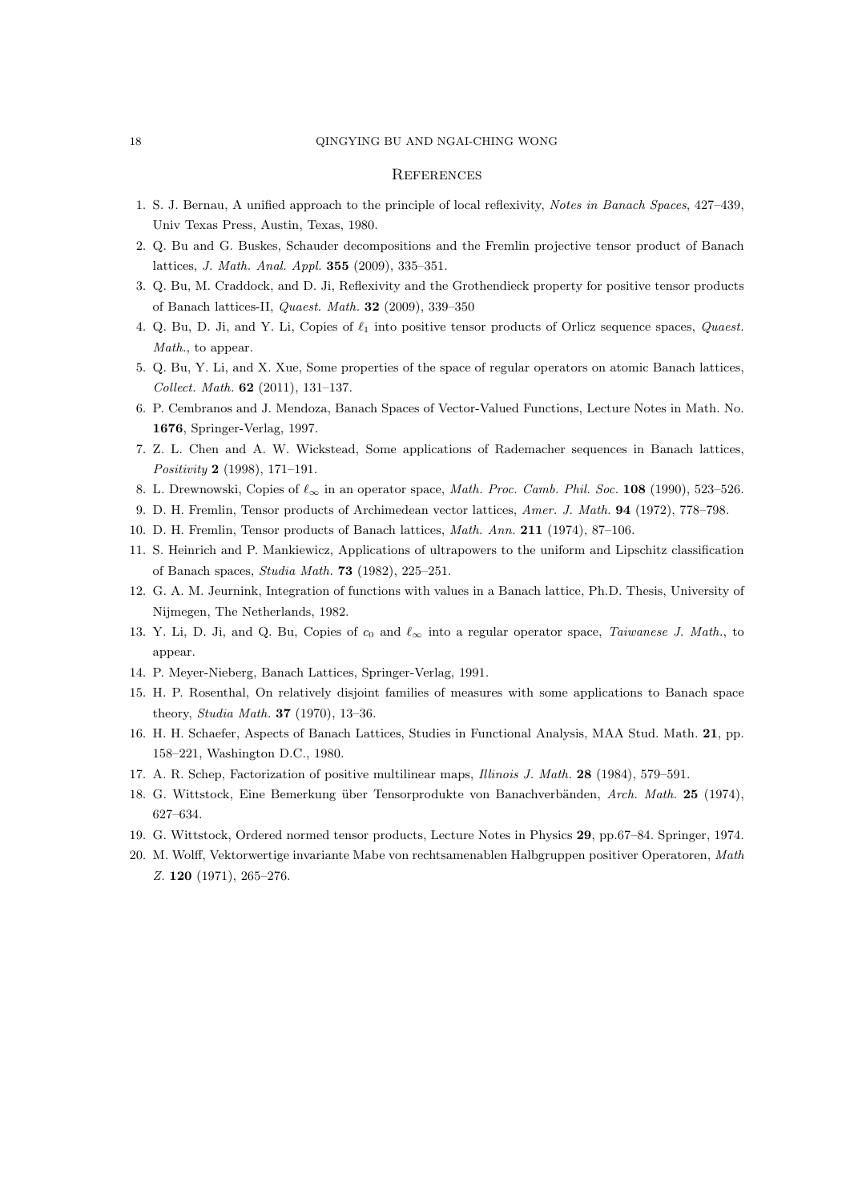## References

1. S. J. Bernau, A unified approach to the principle of local reflexivity, *Notes in Banach Spaces*, 427–439, Univ Texas Press, Austin, Texas, 1980.
2. Q. Bu and G. Buskes, Schauder decompositions and the Fremlin projective tensor product of Banach lattices, *J. Math. Anal. Appl.* **355** (2009), 335–351.
3. Q. Bu, M. Craddock, and D. Ji, Reflexivity and the Grothendieck property for positive tensor products of Banach lattices-II, *Quaest. Math.* **32** (2009), 339–350
4. Q. Bu, D. Ji, and Y. Li, Copies of $\ell_1$ into positive tensor products of Orlicz sequence spaces, *Quaest. Math.*, to appear.
5. Q. Bu, Y. Li, and X. Xue, Some properties of the space of regular operators on atomic Banach lattices, *Collect. Math.* **62** (2011), 131–137.
6. P. Cembranos and J. Mendoza, Banach Spaces of Vector-Valued Functions, Lecture Notes in Math. No. **1676**, Springer-Verlag, 1997.
7. Z. L. Chen and A. W. Wickstead, Some applications of Rademacher sequences in Banach lattices, *Positivity* **2** (1998), 171–191.
8. L. Drewnowski, Copies of $\ell_\infty$ in an operator space, *Math. Proc. Camb. Phil. Soc.* **108** (1990), 523–526.
9. D. H. Fremlin, Tensor products of Archimedean vector lattices, *Amer. J. Math.* **94** (1972), 778–798.
10. D. H. Fremlin, Tensor products of Banach lattices, *Math. Ann.* **211** (1974), 87–106.
11. S. Heinrich and P. Mankiewicz, Applications of ultrapowers to the uniform and Lipschitz classification of Banach spaces, *Studia Math.* **73** (1982), 225–251.
12. G. A. M. Jeurnink, Integration of functions with values in a Banach lattice, Ph.D. Thesis, University of Nijmegen, The Netherlands, 1982.
13. Y. Li, D. Ji, and Q. Bu, Copies of $c_0$ and $\ell_\infty$ into a regular operator space, *Taiwanese J. Math.*, to appear.
14. P. Meyer-Nieberg, Banach Lattices, Springer-Verlag, 1991.
15. H. P. Rosenthal, On relatively disjoint families of measures with some applications to Banach space theory, *Studia Math.* **37** (1970), 13–36.
16. H. H. Schaefer, Aspects of Banach Lattices, Studies in Functional Analysis, MAA Stud. Math. **21**, pp. 158–221, Washington D.C., 1980.
17. A. R. Schep, Factorization of positive multilinear maps, *Illinois J. Math.* **28** (1984), 579–591.
18. G. Wittstock, Eine Bemerkung über Tensorprodukte von Banachverbänden, *Arch. Math.* **25** (1974), 627–634.
19. G. Wittstock, Ordered normed tensor products, Lecture Notes in Physics **29**, pp.67–84. Springer, 1974.
20. M. Wolff, Vektorwertige invariante Mabe von rechtsamenablen Halbgruppen positiver Operatoren, *Math Z.* **120** (1971), 265–276.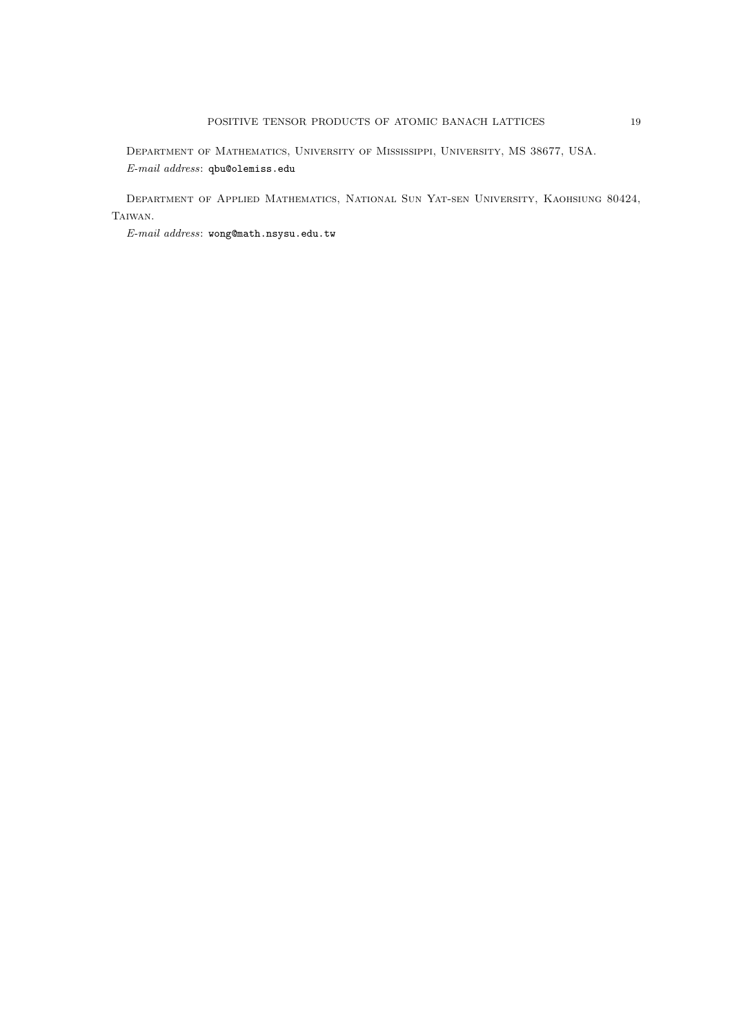Department of Mathematics, University of Mississippi, University, MS 38677, USA.
*E-mail address*: qbu@olemiss.edu

Department of Applied Mathematics, National Sun Yat-sen University, Kaohsiung 80424, Taiwan.
*E-mail address*: wong@math.nsysu.edu.tw